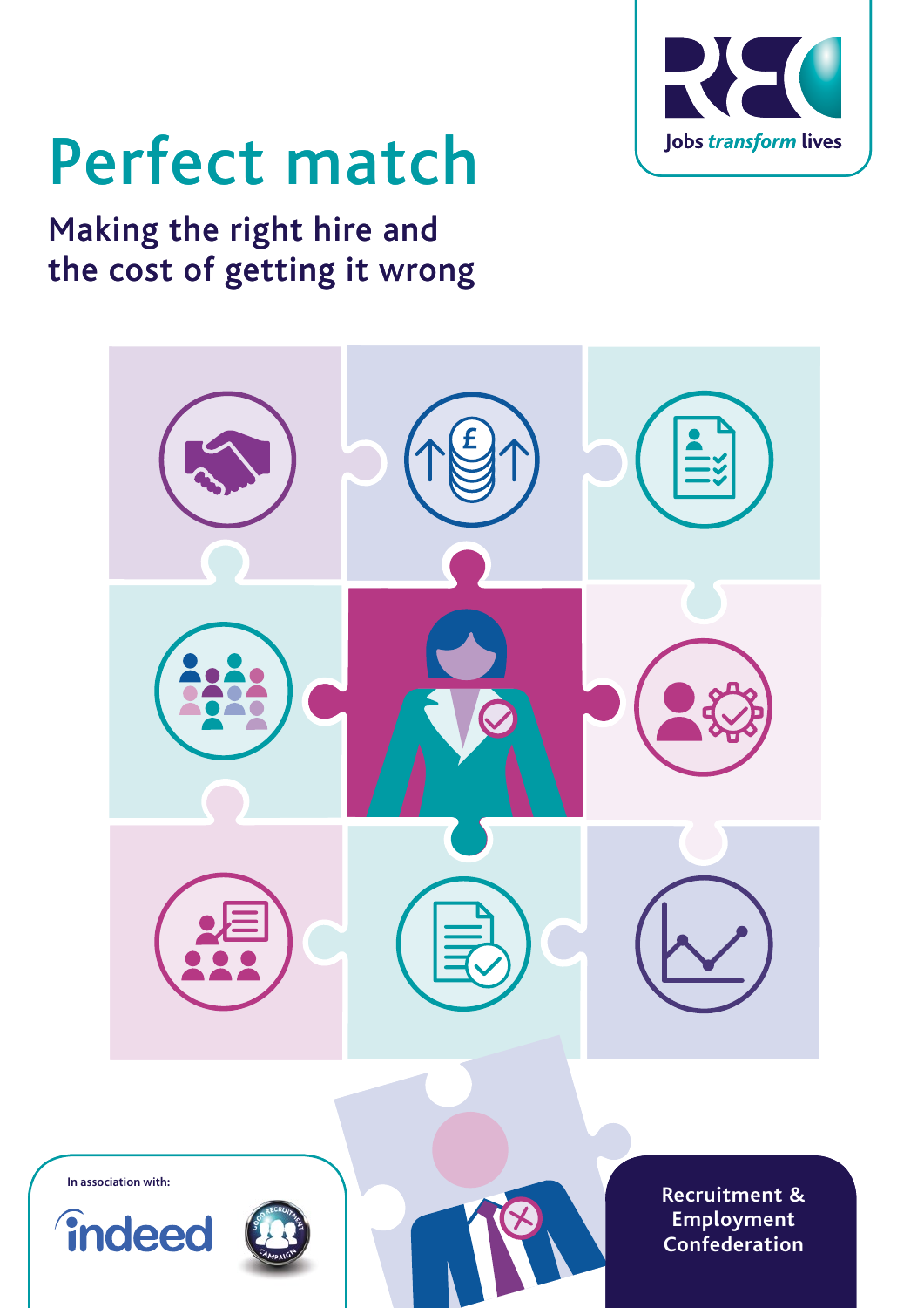# Perfect match

## Making the right hire and the cost of getting it wrong

REC

Jobs *transform* lives

In association with:

indeed

Recruitment & Employment Confederation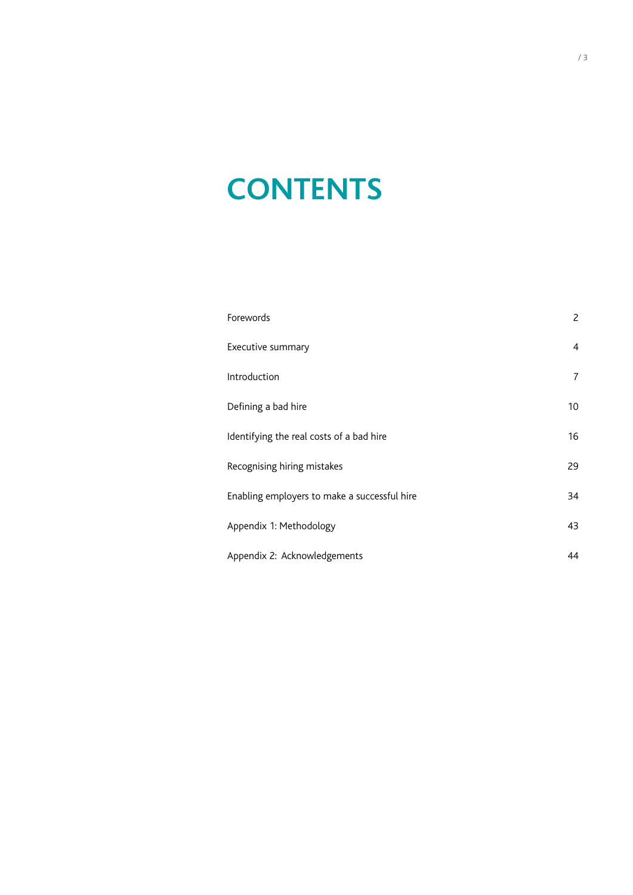# CONTENTS

| | |
|---|---|
| Forewords | 2 |
| Executive summary | 4 |
| Introduction | 7 |
| Defining a bad hire | 10 |
| Identifying the real costs of a bad hire | 16 |
| Recognising hiring mistakes | 29 |
| Enabling employers to make a successful hire | 34 |
| Appendix 1: Methodology | 43 |
| Appendix 2: Acknowledgements | 44 |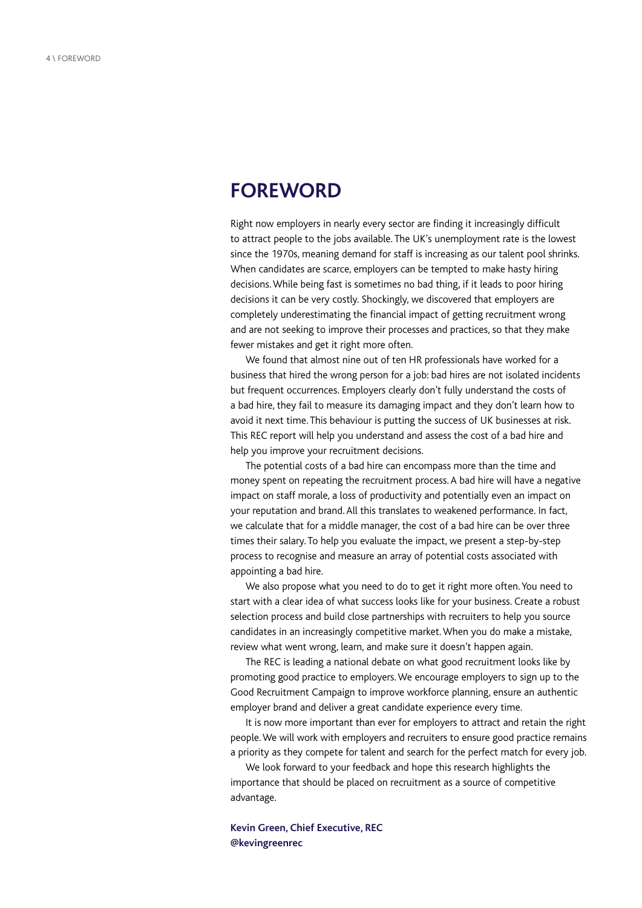# FOREWORD

Right now employers in nearly every sector are finding it increasingly difficult to attract people to the jobs available. The UK's unemployment rate is the lowest since the 1970s, meaning demand for staff is increasing as our talent pool shrinks. When candidates are scarce, employers can be tempted to make hasty hiring decisions. While being fast is sometimes no bad thing, if it leads to poor hiring decisions it can be very costly. Shockingly, we discovered that employers are completely underestimating the financial impact of getting recruitment wrong and are not seeking to improve their processes and practices, so that they make fewer mistakes and get it right more often.

We found that almost nine out of ten HR professionals have worked for a business that hired the wrong person for a job: bad hires are not isolated incidents but frequent occurrences. Employers clearly don't fully understand the costs of a bad hire, they fail to measure its damaging impact and they don't learn how to avoid it next time. This behaviour is putting the success of UK businesses at risk. This REC report will help you understand and assess the cost of a bad hire and help you improve your recruitment decisions.

The potential costs of a bad hire can encompass more than the time and money spent on repeating the recruitment process. A bad hire will have a negative impact on staff morale, a loss of productivity and potentially even an impact on your reputation and brand. All this translates to weakened performance. In fact, we calculate that for a middle manager, the cost of a bad hire can be over three times their salary. To help you evaluate the impact, we present a step-by-step process to recognise and measure an array of potential costs associated with appointing a bad hire.

We also propose what you need to do to get it right more often. You need to start with a clear idea of what success looks like for your business. Create a robust selection process and build close partnerships with recruiters to help you source candidates in an increasingly competitive market. When you do make a mistake, review what went wrong, learn, and make sure it doesn't happen again.

The REC is leading a national debate on what good recruitment looks like by promoting good practice to employers. We encourage employers to sign up to the Good Recruitment Campaign to improve workforce planning, ensure an authentic employer brand and deliver a great candidate experience every time.

It is now more important than ever for employers to attract and retain the right people. We will work with employers and recruiters to ensure good practice remains a priority as they compete for talent and search for the perfect match for every job.

We look forward to your feedback and hope this research highlights the importance that should be placed on recruitment as a source of competitive advantage.

**Kevin Green, Chief Executive, REC**
**@kevingreenrec**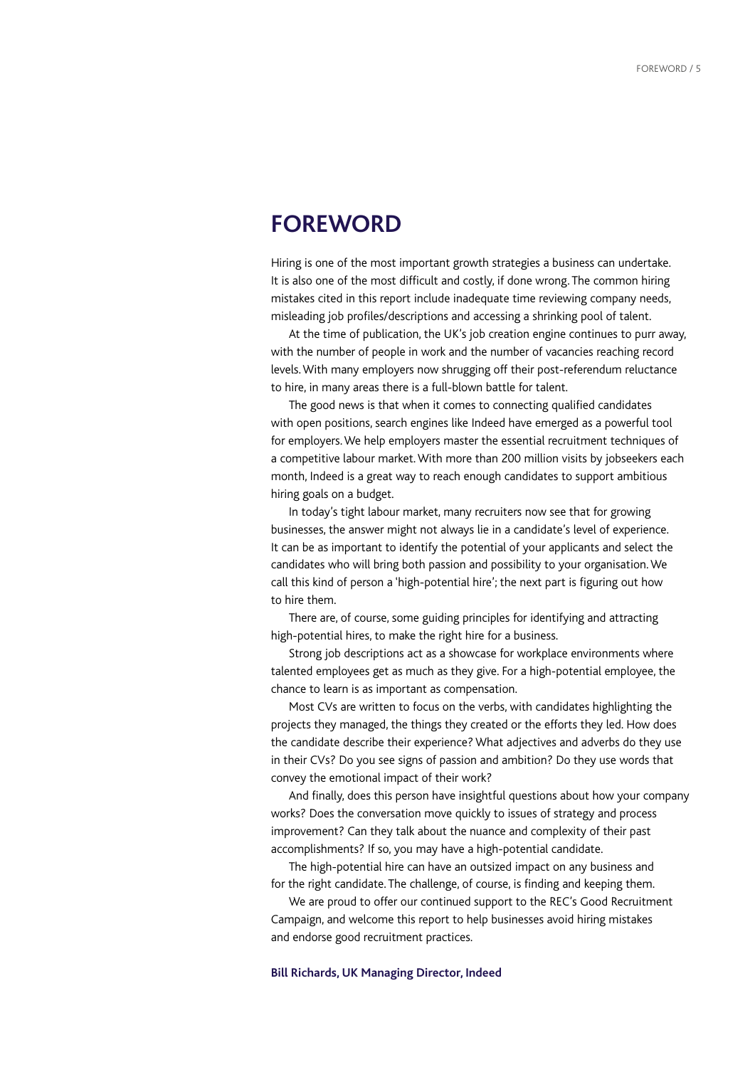# FOREWORD

Hiring is one of the most important growth strategies a business can undertake. It is also one of the most difficult and costly, if done wrong. The common hiring mistakes cited in this report include inadequate time reviewing company needs, misleading job profiles/descriptions and accessing a shrinking pool of talent.

At the time of publication, the UK's job creation engine continues to purr away, with the number of people in work and the number of vacancies reaching record levels. With many employers now shrugging off their post-referendum reluctance to hire, in many areas there is a full-blown battle for talent.

The good news is that when it comes to connecting qualified candidates with open positions, search engines like Indeed have emerged as a powerful tool for employers. We help employers master the essential recruitment techniques of a competitive labour market. With more than 200 million visits by jobseekers each month, Indeed is a great way to reach enough candidates to support ambitious hiring goals on a budget.

In today's tight labour market, many recruiters now see that for growing businesses, the answer might not always lie in a candidate's level of experience. It can be as important to identify the potential of your applicants and select the candidates who will bring both passion and possibility to your organisation. We call this kind of person a 'high-potential hire'; the next part is figuring out how to hire them.

There are, of course, some guiding principles for identifying and attracting high-potential hires, to make the right hire for a business.

Strong job descriptions act as a showcase for workplace environments where talented employees get as much as they give. For a high-potential employee, the chance to learn is as important as compensation.

Most CVs are written to focus on the verbs, with candidates highlighting the projects they managed, the things they created or the efforts they led. How does the candidate describe their experience? What adjectives and adverbs do they use in their CVs? Do you see signs of passion and ambition? Do they use words that convey the emotional impact of their work?

And finally, does this person have insightful questions about how your company works? Does the conversation move quickly to issues of strategy and process improvement? Can they talk about the nuance and complexity of their past accomplishments? If so, you may have a high-potential candidate.

The high-potential hire can have an outsized impact on any business and for the right candidate. The challenge, of course, is finding and keeping them.

We are proud to offer our continued support to the REC's Good Recruitment Campaign, and welcome this report to help businesses avoid hiring mistakes and endorse good recruitment practices.

**Bill Richards, UK Managing Director, Indeed**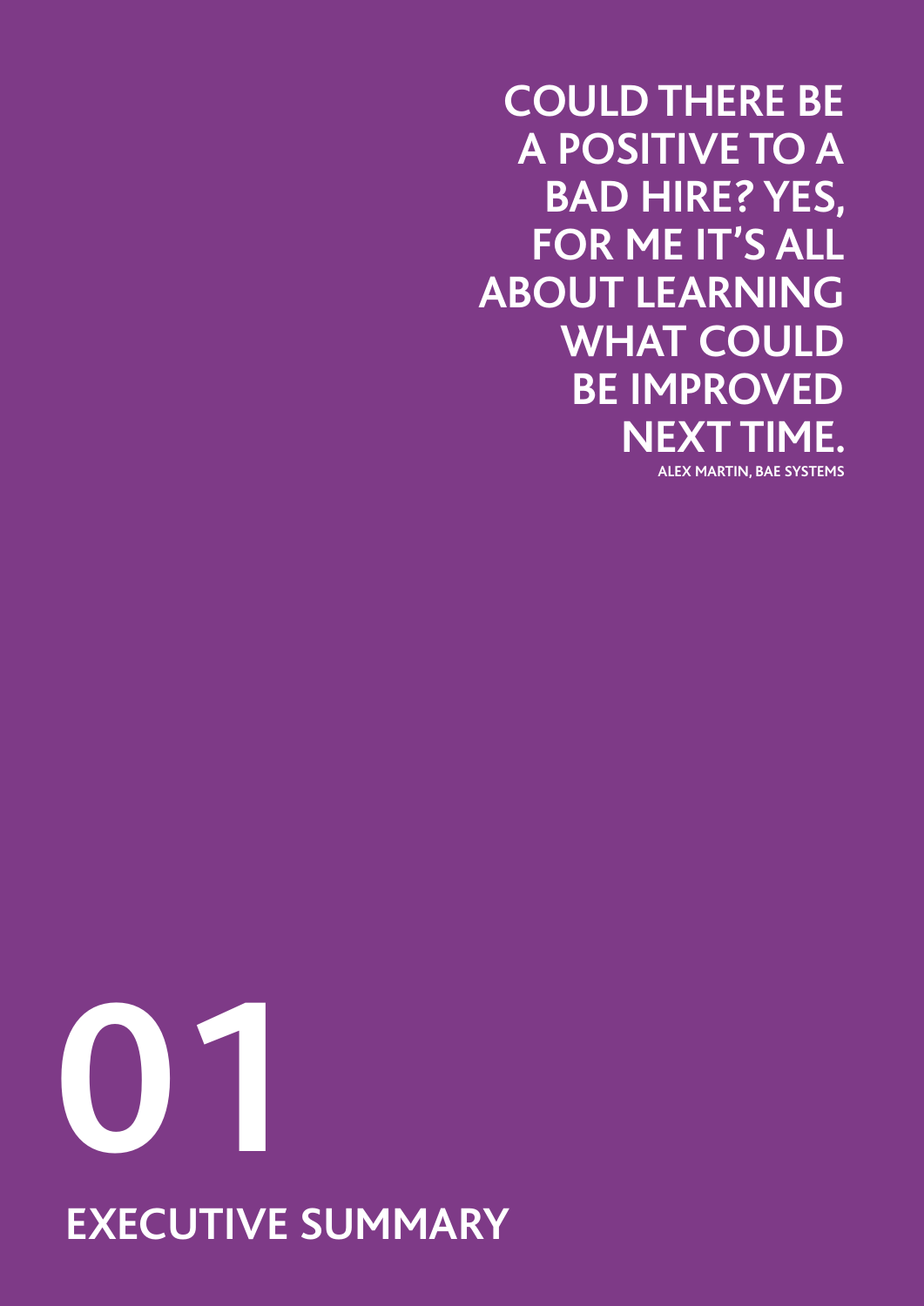> COULD THERE BE A POSITIVE TO A BAD HIRE? YES, FOR ME IT'S ALL ABOUT LEARNING WHAT COULD BE IMPROVED NEXT TIME.
>
> ALEX MARTIN, BAE SYSTEMS

# 01

# EXECUTIVE SUMMARY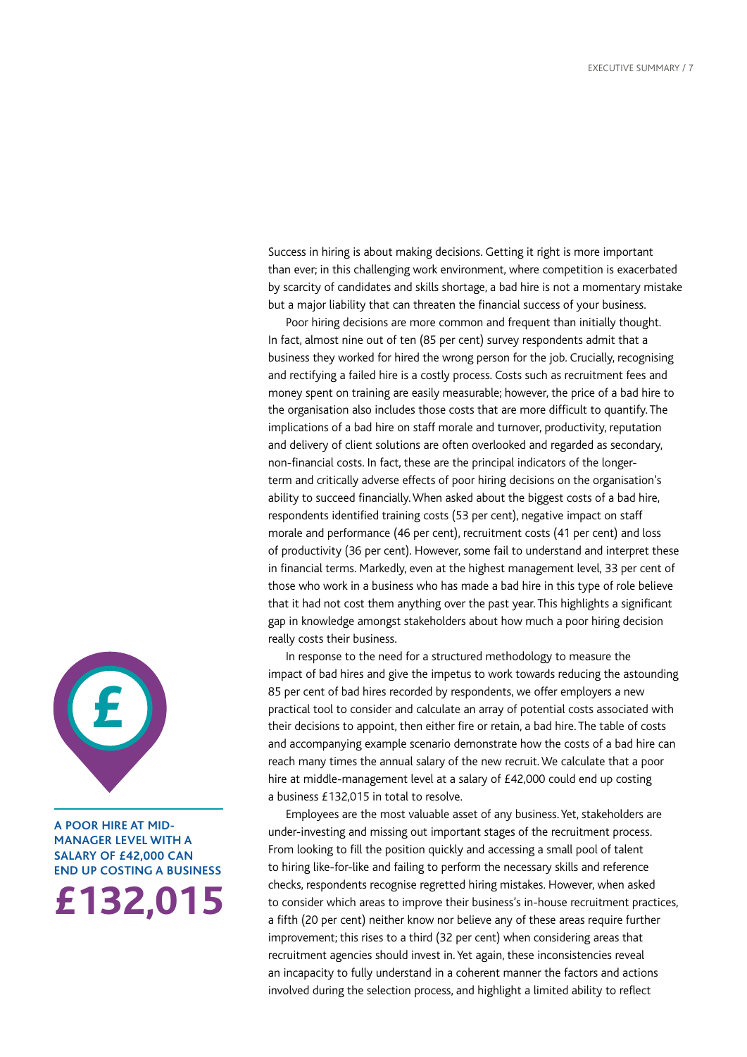Success in hiring is about making decisions. Getting it right is more important than ever; in this challenging work environment, where competition is exacerbated by scarcity of candidates and skills shortage, a bad hire is not a momentary mistake but a major liability that can threaten the financial success of your business.

Poor hiring decisions are more common and frequent than initially thought. In fact, almost nine out of ten (85 per cent) survey respondents admit that a business they worked for hired the wrong person for the job. Crucially, recognising and rectifying a failed hire is a costly process. Costs such as recruitment fees and money spent on training are easily measurable; however, the price of a bad hire to the organisation also includes those costs that are more difficult to quantify. The implications of a bad hire on staff morale and turnover, productivity, reputation and delivery of client solutions are often overlooked and regarded as secondary, non-financial costs. In fact, these are the principal indicators of the longer-term and critically adverse effects of poor hiring decisions on the organisation's ability to succeed financially. When asked about the biggest costs of a bad hire, respondents identified training costs (53 per cent), negative impact on staff morale and performance (46 per cent), recruitment costs (41 per cent) and loss of productivity (36 per cent). However, some fail to understand and interpret these in financial terms. Markedly, even at the highest management level, 33 per cent of those who work in a business who has made a bad hire in this type of role believe that it had not cost them anything over the past year. This highlights a significant gap in knowledge amongst stakeholders about how much a poor hiring decision really costs their business.

In response to the need for a structured methodology to measure the impact of bad hires and give the impetus to work towards reducing the astounding 85 per cent of bad hires recorded by respondents, we offer employers a new practical tool to consider and calculate an array of potential costs associated with their decisions to appoint, then either fire or retain, a bad hire. The table of costs and accompanying example scenario demonstrate how the costs of a bad hire can reach many times the annual salary of the new recruit. We calculate that a poor hire at middle-management level at a salary of £42,000 could end up costing a business £132,015 in total to resolve.

**A POOR HIRE AT MID-MANAGER LEVEL WITH A SALARY OF £42,000 CAN END UP COSTING A BUSINESS**

**£132,015**

Employees are the most valuable asset of any business. Yet, stakeholders are under-investing and missing out important stages of the recruitment process. From looking to fill the position quickly and accessing a small pool of talent to hiring like-for-like and failing to perform the necessary skills and reference checks, respondents recognise regretted hiring mistakes. However, when asked to consider which areas to improve their business's in-house recruitment practices, a fifth (20 per cent) neither know nor believe any of these areas require further improvement; this rises to a third (32 per cent) when considering areas that recruitment agencies should invest in. Yet again, these inconsistencies reveal an incapacity to fully understand in a coherent manner the factors and actions involved during the selection process, and highlight a limited ability to reflect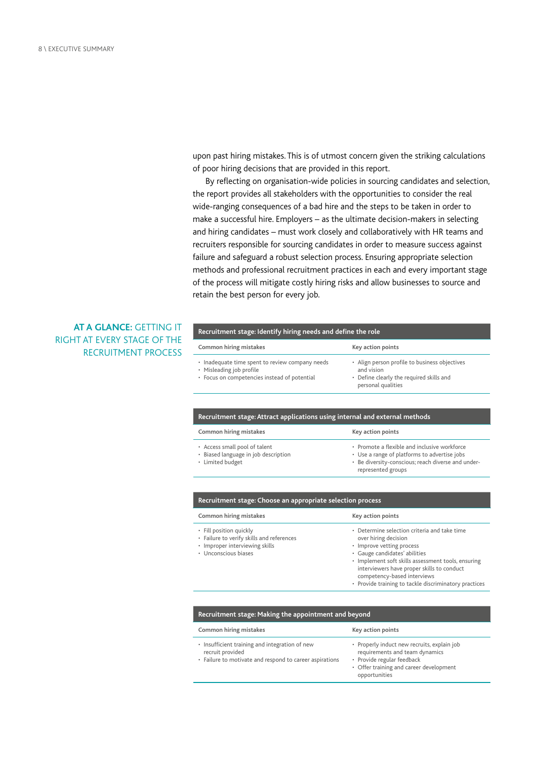upon past hiring mistakes. This is of utmost concern given the striking calculations of poor hiring decisions that are provided in this report.

By reflecting on organisation-wide policies in sourcing candidates and selection, the report provides all stakeholders with the opportunities to consider the real wide-ranging consequences of a bad hire and the steps to be taken in order to make a successful hire. Employers – as the ultimate decision-makers in selecting and hiring candidates – must work closely and collaboratively with HR teams and recruiters responsible for sourcing candidates in order to measure success against failure and safeguard a robust selection process. Ensuring appropriate selection methods and professional recruitment practices in each and every important stage of the process will mitigate costly hiring risks and allow businesses to source and retain the best person for every job.

## **AT A GLANCE:** GETTING IT RIGHT AT EVERY STAGE OF THE RECRUITMENT PROCESS

**Recruitment stage: Identify hiring needs and define the role**

| Common hiring mistakes | Key action points |
|---|---|
| • Inadequate time spent to review company needs<br>• Misleading job profile<br>• Focus on competencies instead of potential | • Align person profile to business objectives and vision<br>• Define clearly the required skills and personal qualities |

**Recruitment stage: Attract applications using internal and external methods**

| Common hiring mistakes | Key action points |
|---|---|
| • Access small pool of talent<br>• Biased language in job description<br>• Limited budget | • Promote a flexible and inclusive workforce<br>• Use a range of platforms to advertise jobs<br>• Be diversity-conscious; reach diverse and under-represented groups |

**Recruitment stage: Choose an appropriate selection process**

| Common hiring mistakes | Key action points |
|---|---|
| • Fill position quickly<br>• Failure to verify skills and references<br>• Improper interviewing skills<br>• Unconscious biases | • Determine selection criteria and take time over hiring decision<br>• Improve vetting process<br>• Gauge candidates' abilities<br>• Implement soft skills assessment tools, ensuring interviewers have proper skills to conduct competency-based interviews<br>• Provide training to tackle discriminatory practices |

**Recruitment stage: Making the appointment and beyond**

| Common hiring mistakes | Key action points |
|---|---|
| • Insufficient training and integration of new recruit provided<br>• Failure to motivate and respond to career aspirations | • Properly induct new recruits, explain job requirements and team dynamics<br>• Provide regular feedback<br>• Offer training and career development opportunities |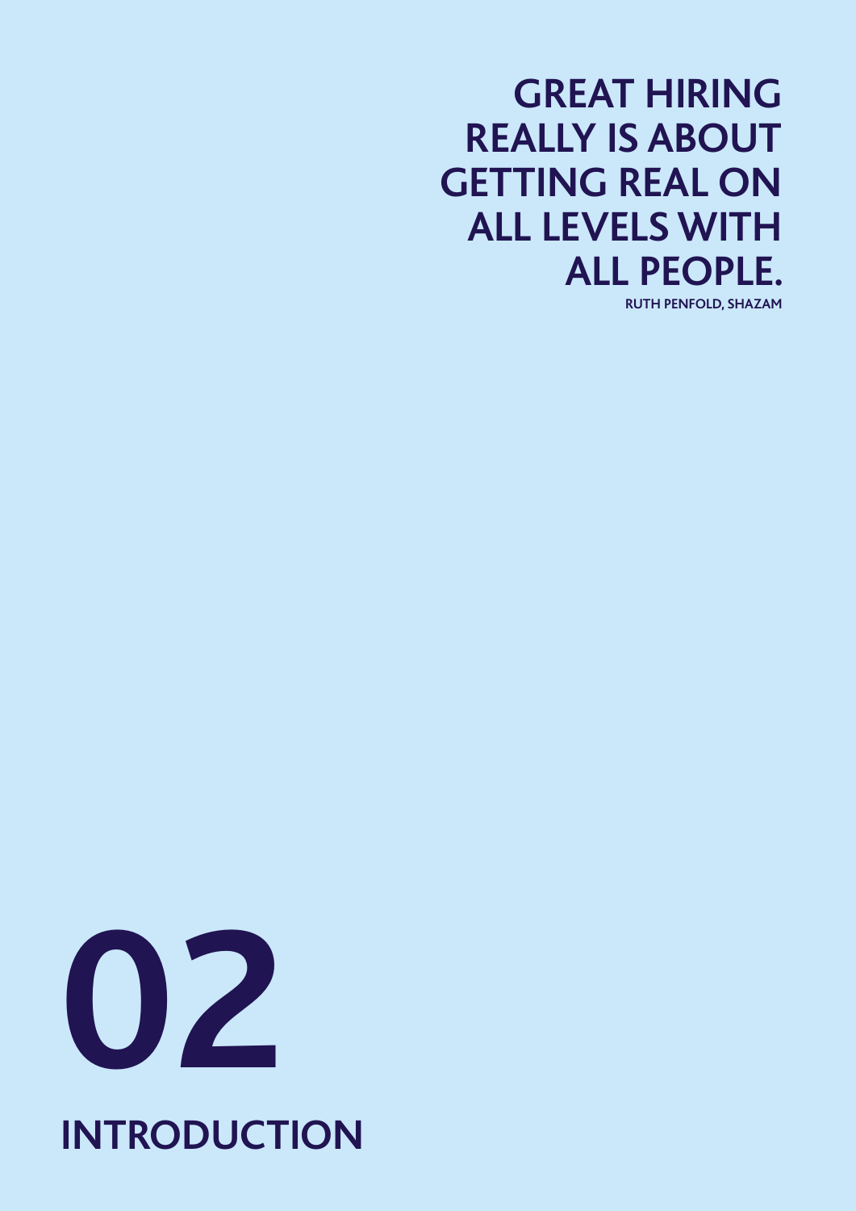> **GREAT HIRING REALLY IS ABOUT GETTING REAL ON ALL LEVELS WITH ALL PEOPLE.**
>
> RUTH PENFOLD, SHAZAM

# 02

# INTRODUCTION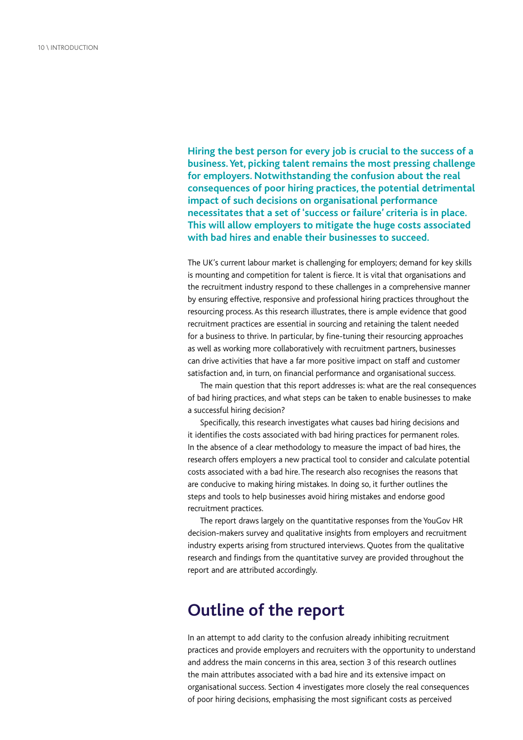**Hiring the best person for every job is crucial to the success of a business. Yet, picking talent remains the most pressing challenge for employers. Notwithstanding the confusion about the real consequences of poor hiring practices, the potential detrimental impact of such decisions on organisational performance necessitates that a set of 'success or failure' criteria is in place. This will allow employers to mitigate the huge costs associated with bad hires and enable their businesses to succeed.**

The UK's current labour market is challenging for employers; demand for key skills is mounting and competition for talent is fierce. It is vital that organisations and the recruitment industry respond to these challenges in a comprehensive manner by ensuring effective, responsive and professional hiring practices throughout the resourcing process. As this research illustrates, there is ample evidence that good recruitment practices are essential in sourcing and retaining the talent needed for a business to thrive. In particular, by fine-tuning their resourcing approaches as well as working more collaboratively with recruitment partners, businesses can drive activities that have a far more positive impact on staff and customer satisfaction and, in turn, on financial performance and organisational success.

The main question that this report addresses is: what are the real consequences of bad hiring practices, and what steps can be taken to enable businesses to make a successful hiring decision?

Specifically, this research investigates what causes bad hiring decisions and it identifies the costs associated with bad hiring practices for permanent roles. In the absence of a clear methodology to measure the impact of bad hires, the research offers employers a new practical tool to consider and calculate potential costs associated with a bad hire. The research also recognises the reasons that are conducive to making hiring mistakes. In doing so, it further outlines the steps and tools to help businesses avoid hiring mistakes and endorse good recruitment practices.

The report draws largely on the quantitative responses from the YouGov HR decision-makers survey and qualitative insights from employers and recruitment industry experts arising from structured interviews. Quotes from the qualitative research and findings from the quantitative survey are provided throughout the report and are attributed accordingly.

## Outline of the report

In an attempt to add clarity to the confusion already inhibiting recruitment practices and provide employers and recruiters with the opportunity to understand and address the main concerns in this area, section 3 of this research outlines the main attributes associated with a bad hire and its extensive impact on organisational success. Section 4 investigates more closely the real consequences of poor hiring decisions, emphasising the most significant costs as perceived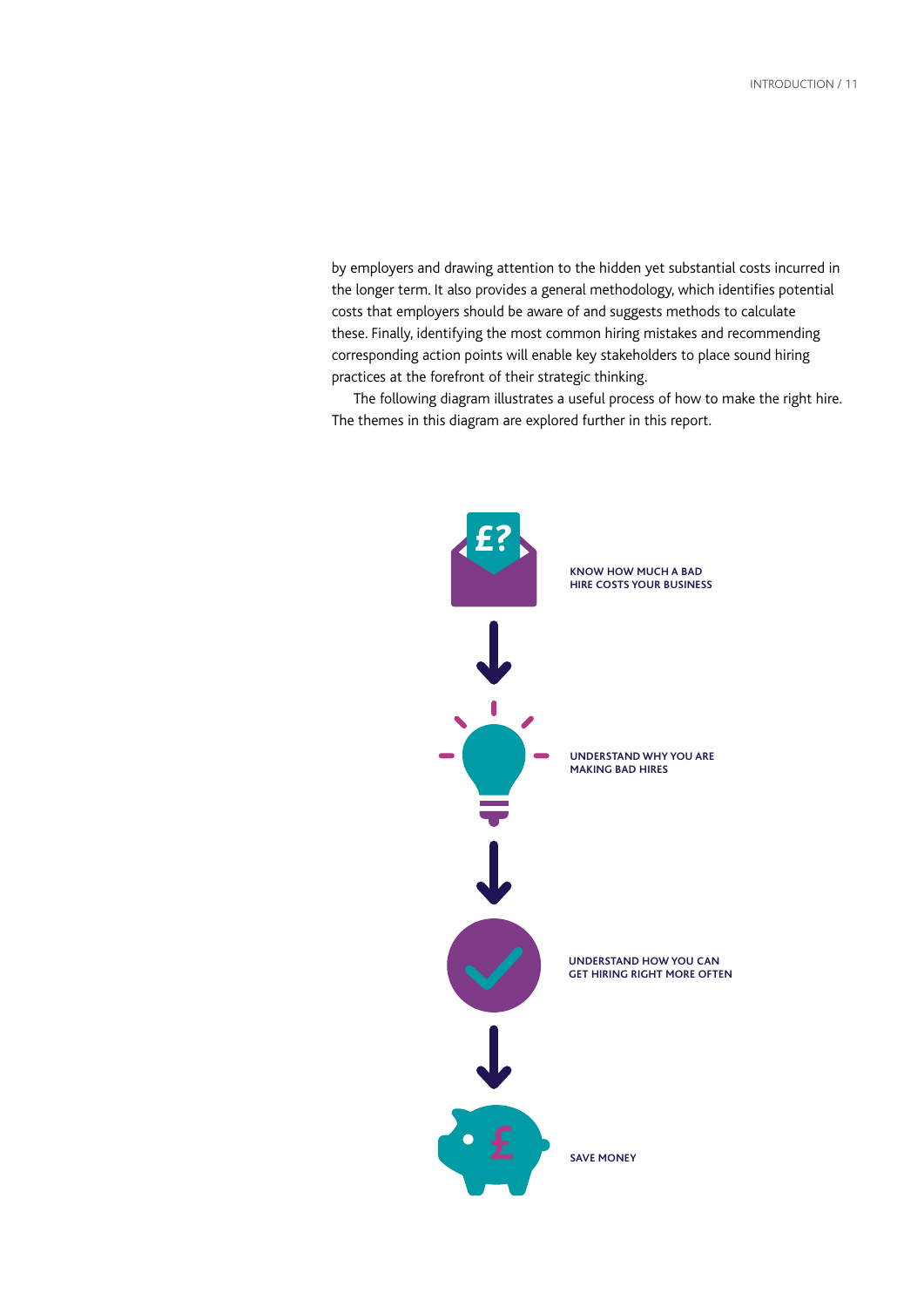by employers and drawing attention to the hidden yet substantial costs incurred in the longer term. It also provides a general methodology, which identifies potential costs that employers should be aware of and suggests methods to calculate these. Finally, identifying the most common hiring mistakes and recommending corresponding action points will enable key stakeholders to place sound hiring practices at the forefront of their strategic thinking.

The following diagram illustrates a useful process of how to make the right hire. The themes in this diagram are explored further in this report.

KNOW HOW MUCH A BAD HIRE COSTS YOUR BUSINESS

UNDERSTAND WHY YOU ARE MAKING BAD HIRES

UNDERSTAND HOW YOU CAN GET HIRING RIGHT MORE OFTEN

SAVE MONEY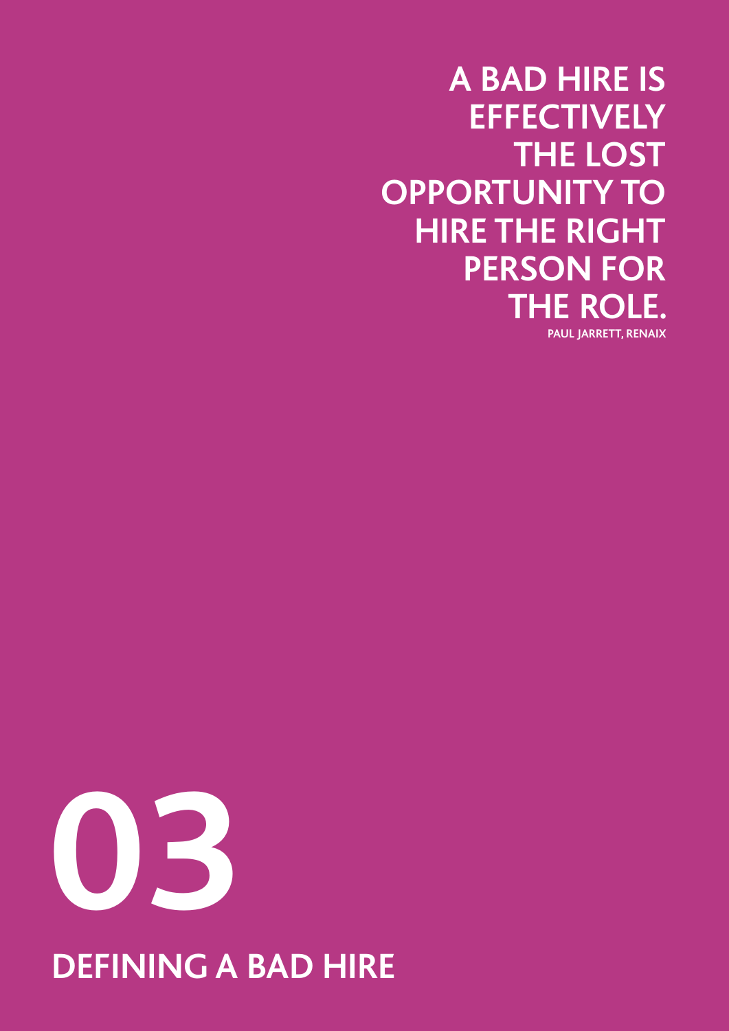> **A BAD HIRE IS EFFECTIVELY THE LOST OPPORTUNITY TO HIRE THE RIGHT PERSON FOR THE ROLE.**
>
> PAUL JARRETT, RENAIX

# 03

# DEFINING A BAD HIRE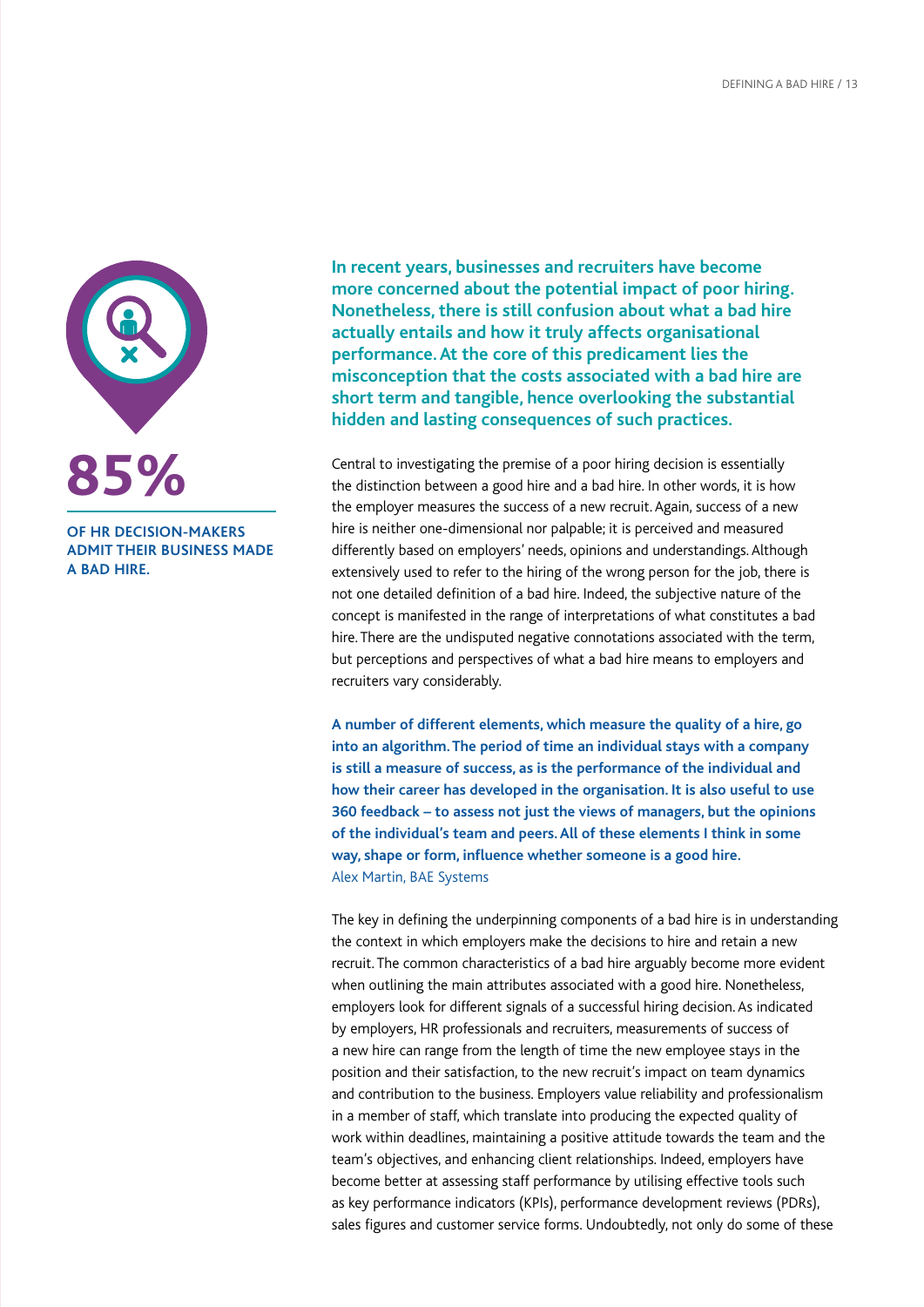**85%**

**OF HR DECISION-MAKERS ADMIT THEIR BUSINESS MADE A BAD HIRE.**

**In recent years, businesses and recruiters have become more concerned about the potential impact of poor hiring. Nonetheless, there is still confusion about what a bad hire actually entails and how it truly affects organisational performance. At the core of this predicament lies the misconception that the costs associated with a bad hire are short term and tangible, hence overlooking the substantial hidden and lasting consequences of such practices.**

Central to investigating the premise of a poor hiring decision is essentially the distinction between a good hire and a bad hire. In other words, it is how the employer measures the success of a new recruit. Again, success of a new hire is neither one-dimensional nor palpable; it is perceived and measured differently based on employers' needs, opinions and understandings. Although extensively used to refer to the hiring of the wrong person for the job, there is not one detailed definition of a bad hire. Indeed, the subjective nature of the concept is manifested in the range of interpretations of what constitutes a bad hire. There are the undisputed negative connotations associated with the term, but perceptions and perspectives of what a bad hire means to employers and recruiters vary considerably.

**A number of different elements, which measure the quality of a hire, go into an algorithm. The period of time an individual stays with a company is still a measure of success, as is the performance of the individual and how their career has developed in the organisation. It is also useful to use 360 feedback – to assess not just the views of managers, but the opinions of the individual's team and peers. All of these elements I think in some way, shape or form, influence whether someone is a good hire.**
Alex Martin, BAE Systems

The key in defining the underpinning components of a bad hire is in understanding the context in which employers make the decisions to hire and retain a new recruit. The common characteristics of a bad hire arguably become more evident when outlining the main attributes associated with a good hire. Nonetheless, employers look for different signals of a successful hiring decision. As indicated by employers, HR professionals and recruiters, measurements of success of a new hire can range from the length of time the new employee stays in the position and their satisfaction, to the new recruit's impact on team dynamics and contribution to the business. Employers value reliability and professionalism in a member of staff, which translate into producing the expected quality of work within deadlines, maintaining a positive attitude towards the team and the team's objectives, and enhancing client relationships. Indeed, employers have become better at assessing staff performance by utilising effective tools such as key performance indicators (KPIs), performance development reviews (PDRs), sales figures and customer service forms. Undoubtedly, not only do some of these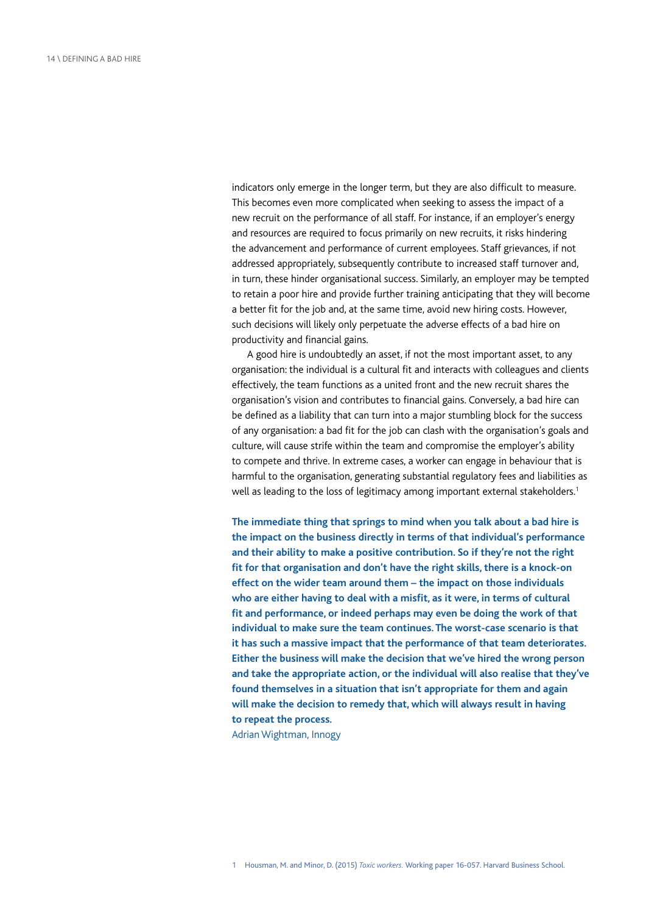indicators only emerge in the longer term, but they are also difficult to measure. This becomes even more complicated when seeking to assess the impact of a new recruit on the performance of all staff. For instance, if an employer's energy and resources are required to focus primarily on new recruits, it risks hindering the advancement and performance of current employees. Staff grievances, if not addressed appropriately, subsequently contribute to increased staff turnover and, in turn, these hinder organisational success. Similarly, an employer may be tempted to retain a poor hire and provide further training anticipating that they will become a better fit for the job and, at the same time, avoid new hiring costs. However, such decisions will likely only perpetuate the adverse effects of a bad hire on productivity and financial gains.

A good hire is undoubtedly an asset, if not the most important asset, to any organisation: the individual is a cultural fit and interacts with colleagues and clients effectively, the team functions as a united front and the new recruit shares the organisation's vision and contributes to financial gains. Conversely, a bad hire can be defined as a liability that can turn into a major stumbling block for the success of any organisation: a bad fit for the job can clash with the organisation's goals and culture, will cause strife within the team and compromise the employer's ability to compete and thrive. In extreme cases, a worker can engage in behaviour that is harmful to the organisation, generating substantial regulatory fees and liabilities as well as leading to the loss of legitimacy among important external stakeholders.[1]

**The immediate thing that springs to mind when you talk about a bad hire is the impact on the business directly in terms of that individual's performance and their ability to make a positive contribution. So if they're not the right fit for that organisation and don't have the right skills, there is a knock-on effect on the wider team around them – the impact on those individuals who are either having to deal with a misfit, as it were, in terms of cultural fit and performance, or indeed perhaps may even be doing the work of that individual to make sure the team continues. The worst-case scenario is that it has such a massive impact that the performance of that team deteriorates. Either the business will make the decision that we've hired the wrong person and take the appropriate action, or the individual will also realise that they've found themselves in a situation that isn't appropriate for them and again will make the decision to remedy that, which will always result in having to repeat the process.**

Adrian Wightman, Innogy

1 Housman, M. and Minor, D. (2015) *Toxic workers*. Working paper 16-057. Harvard Business School.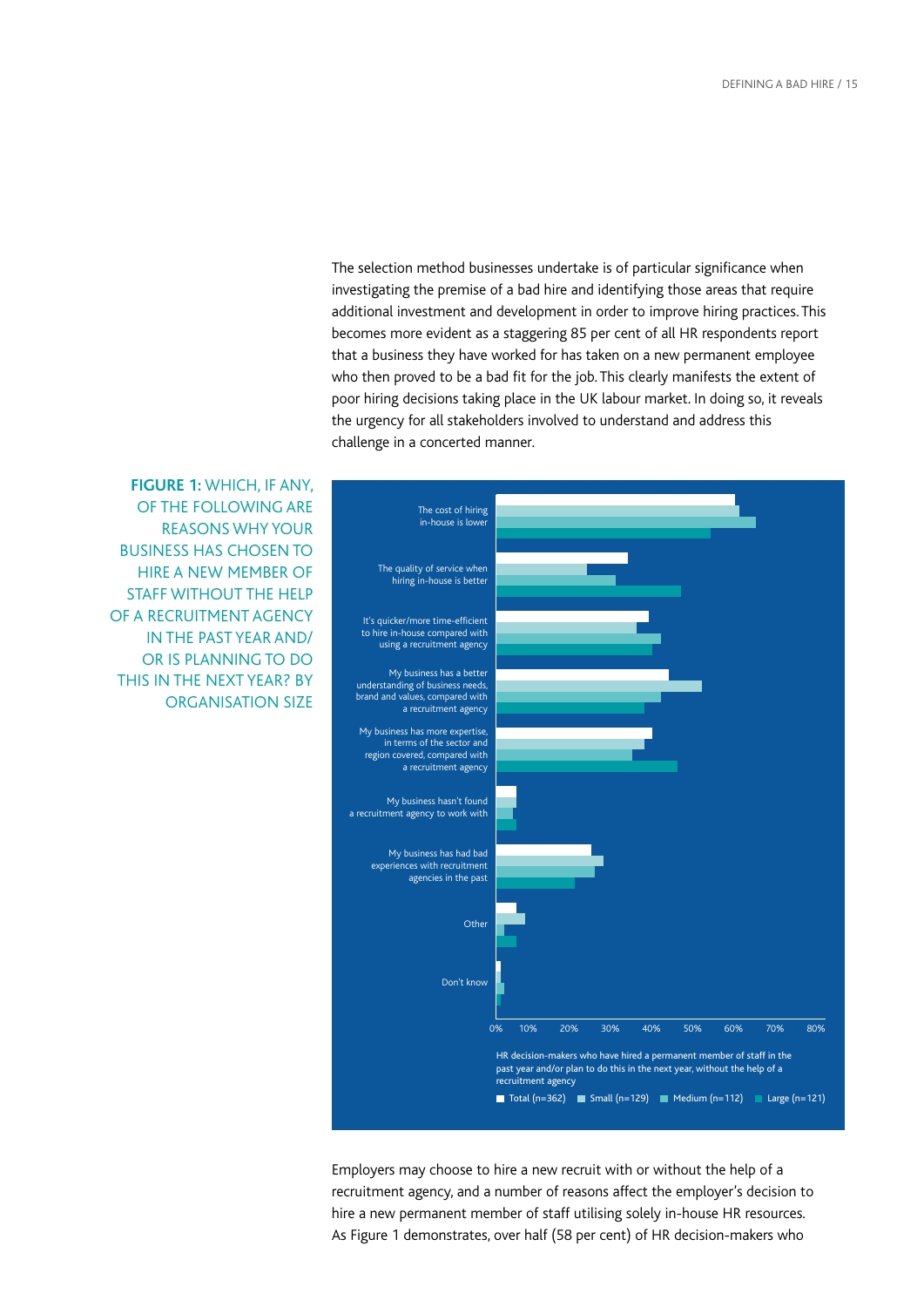The selection method businesses undertake is of particular significance when investigating the premise of a bad hire and identifying those areas that require additional investment and development in order to improve hiring practices. This becomes more evident as a staggering 85 per cent of all HR respondents report that a business they have worked for has taken on a new permanent employee who then proved to be a bad fit for the job. This clearly manifests the extent of poor hiring decisions taking place in the UK labour market. In doing so, it reveals the urgency for all stakeholders involved to understand and address this challenge in a concerted manner.

**FIGURE 1:** WHICH, IF ANY, OF THE FOLLOWING ARE REASONS WHY YOUR BUSINESS HAS CHOSEN TO HIRE A NEW MEMBER OF STAFF WITHOUT THE HELP OF A RECRUITMENT AGENCY IN THE PAST YEAR AND/OR IS PLANNING TO DO THIS IN THE NEXT YEAR? BY ORGANISATION SIZE

Chart categories:
- The cost of hiring in-house is lower
- The quality of service when hiring in-house is better
- It's quicker/more time-efficient to hire in-house compared with using a recruitment agency
- My business has a better understanding of business needs, brand and values, compared with a recruitment agency
- My business has more expertise, in terms of the sector and region covered, compared with a recruitment agency
- My business hasn't found a recruitment agency to work with
- My business has had bad experiences with recruitment agencies in the past
- Other
- Don't know

Axis: 0% 10% 20% 30% 40% 50% 60% 70% 80%

HR decision-makers who have hired a permanent member of staff in the past year and/or plan to do this in the next year, without the help of a recruitment agency

Total (n=362) Small (n=129) Medium (n=112) Large (n=121)

Employers may choose to hire a new recruit with or without the help of a recruitment agency, and a number of reasons affect the employer's decision to hire a new permanent member of staff utilising solely in-house HR resources. As Figure 1 demonstrates, over half (58 per cent) of HR decision-makers who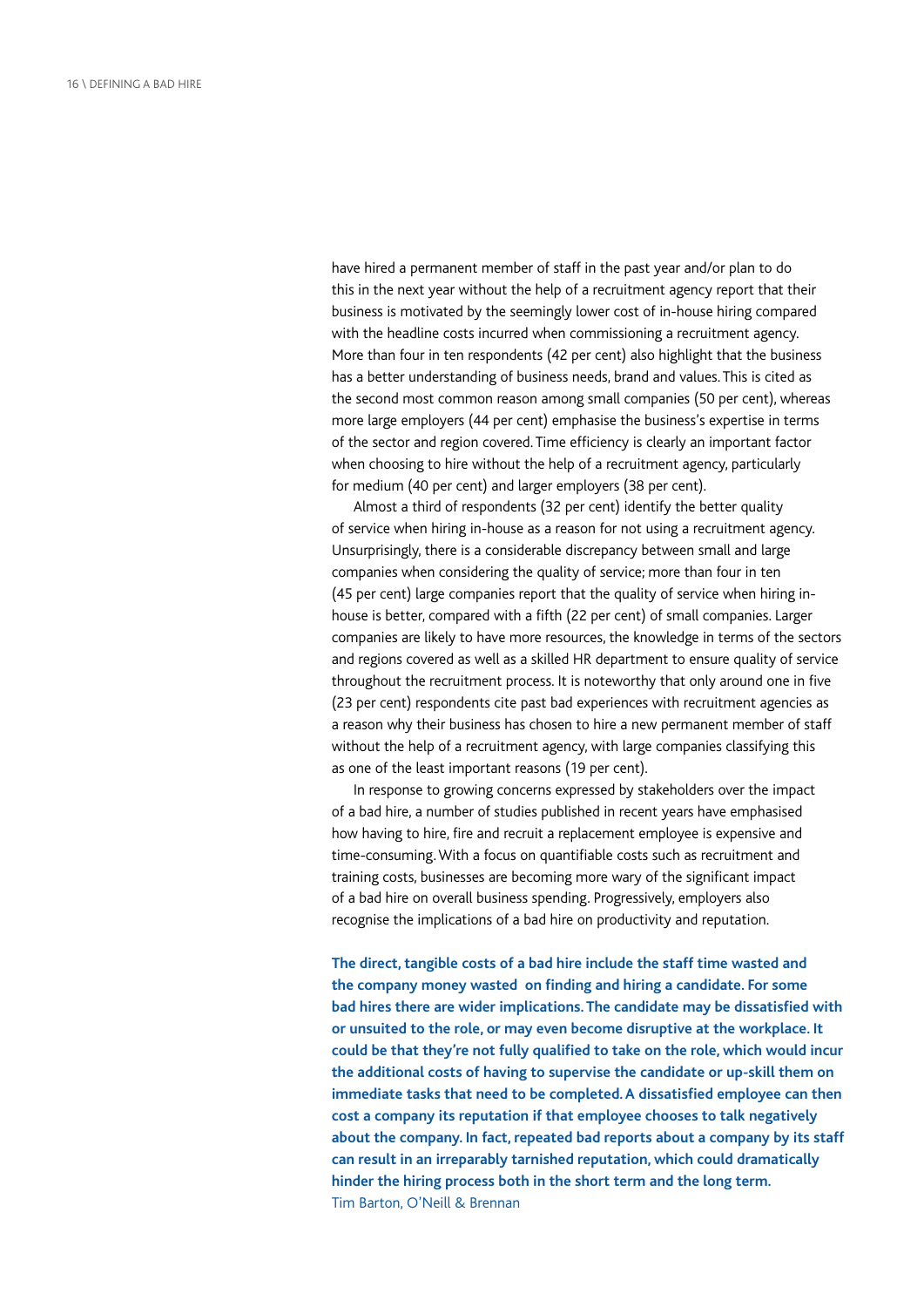have hired a permanent member of staff in the past year and/or plan to do this in the next year without the help of a recruitment agency report that their business is motivated by the seemingly lower cost of in-house hiring compared with the headline costs incurred when commissioning a recruitment agency. More than four in ten respondents (42 per cent) also highlight that the business has a better understanding of business needs, brand and values. This is cited as the second most common reason among small companies (50 per cent), whereas more large employers (44 per cent) emphasise the business's expertise in terms of the sector and region covered. Time efficiency is clearly an important factor when choosing to hire without the help of a recruitment agency, particularly for medium (40 per cent) and larger employers (38 per cent).

Almost a third of respondents (32 per cent) identify the better quality of service when hiring in-house as a reason for not using a recruitment agency. Unsurprisingly, there is a considerable discrepancy between small and large companies when considering the quality of service; more than four in ten (45 per cent) large companies report that the quality of service when hiring in-house is better, compared with a fifth (22 per cent) of small companies. Larger companies are likely to have more resources, the knowledge in terms of the sectors and regions covered as well as a skilled HR department to ensure quality of service throughout the recruitment process. It is noteworthy that only around one in five (23 per cent) respondents cite past bad experiences with recruitment agencies as a reason why their business has chosen to hire a new permanent member of staff without the help of a recruitment agency, with large companies classifying this as one of the least important reasons (19 per cent).

In response to growing concerns expressed by stakeholders over the impact of a bad hire, a number of studies published in recent years have emphasised how having to hire, fire and recruit a replacement employee is expensive and time-consuming. With a focus on quantifiable costs such as recruitment and training costs, businesses are becoming more wary of the significant impact of a bad hire on overall business spending. Progressively, employers also recognise the implications of a bad hire on productivity and reputation.

**The direct, tangible costs of a bad hire include the staff time wasted and the company money wasted on finding and hiring a candidate. For some bad hires there are wider implications. The candidate may be dissatisfied with or unsuited to the role, or may even become disruptive at the workplace. It could be that they're not fully qualified to take on the role, which would incur the additional costs of having to supervise the candidate or up-skill them on immediate tasks that need to be completed. A dissatisfied employee can then cost a company its reputation if that employee chooses to talk negatively about the company. In fact, repeated bad reports about a company by its staff can result in an irreparably tarnished reputation, which could dramatically hinder the hiring process both in the short term and the long term.**
Tim Barton, O'Neill & Brennan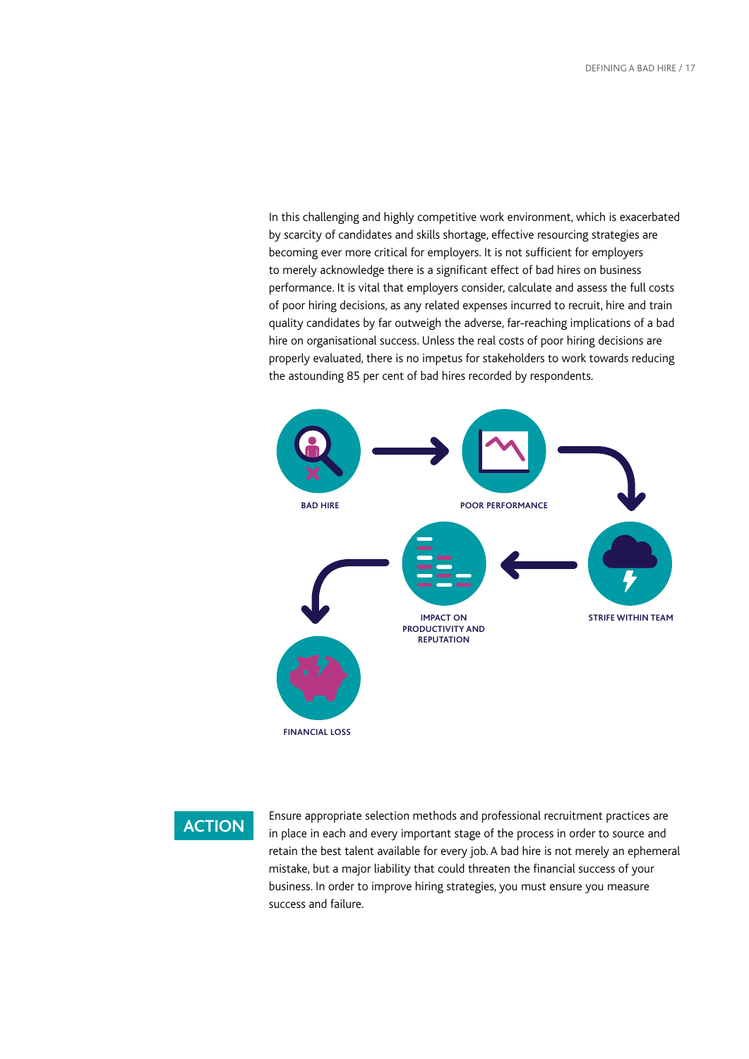In this challenging and highly competitive work environment, which is exacerbated by scarcity of candidates and skills shortage, effective resourcing strategies are becoming ever more critical for employers. It is not sufficient for employers to merely acknowledge there is a significant effect of bad hires on business performance. It is vital that employers consider, calculate and assess the full costs of poor hiring decisions, as any related expenses incurred to recruit, hire and train quality candidates by far outweigh the adverse, far-reaching implications of a bad hire on organisational success. Unless the real costs of poor hiring decisions are properly evaluated, there is no impetus for stakeholders to work towards reducing the astounding 85 per cent of bad hires recorded by respondents.

BAD HIRE

POOR PERFORMANCE

STRIFE WITHIN TEAM

IMPACT ON PRODUCTIVITY AND REPUTATION

FINANCIAL LOSS

**ACTION**

Ensure appropriate selection methods and professional recruitment practices are in place in each and every important stage of the process in order to source and retain the best talent available for every job. A bad hire is not merely an ephemeral mistake, but a major liability that could threaten the financial success of your business. In order to improve hiring strategies, you must ensure you measure success and failure.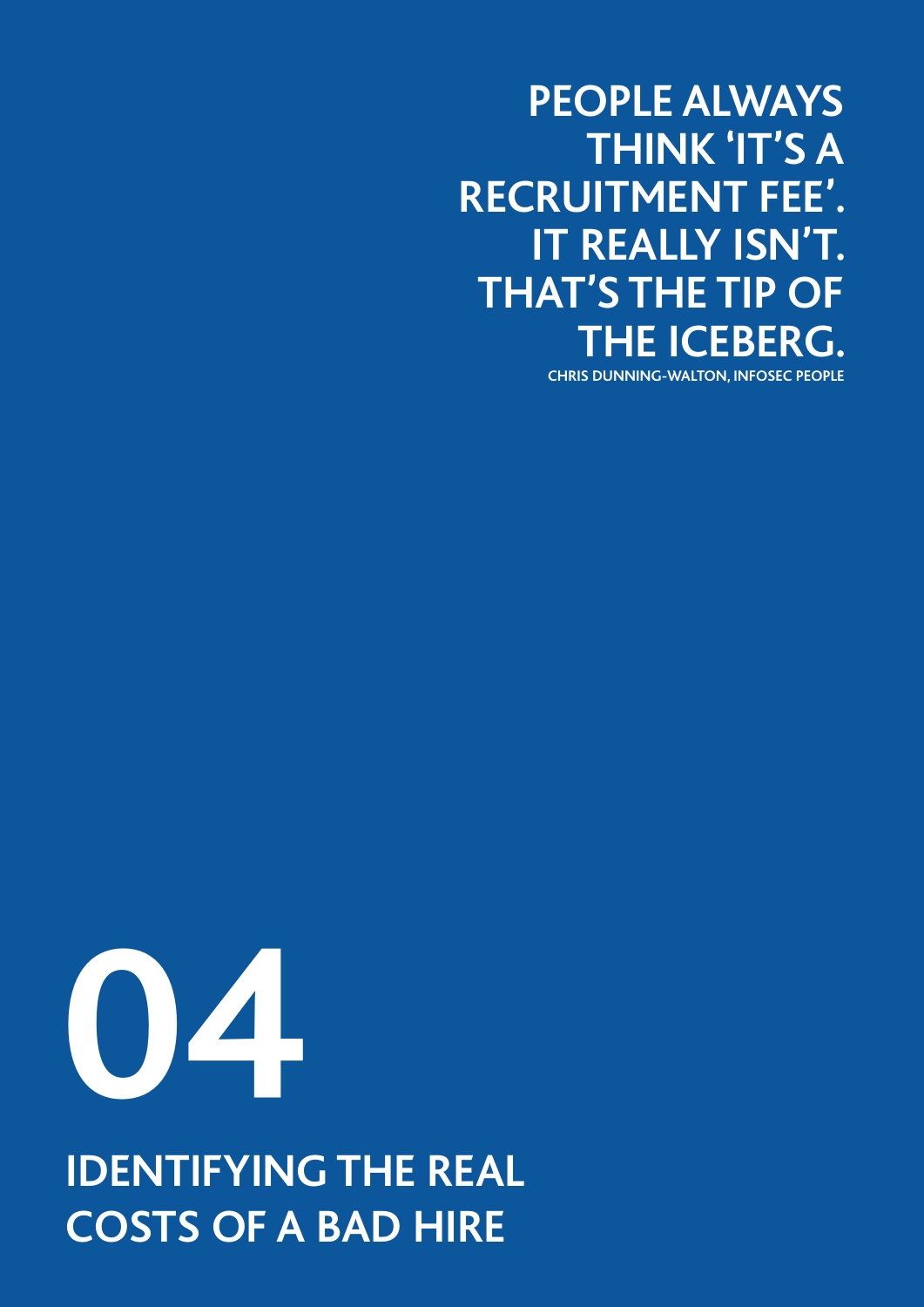**PEOPLE ALWAYS THINK 'IT'S A RECRUITMENT FEE'. IT REALLY ISN'T. THAT'S THE TIP OF THE ICEBERG.**

CHRIS DUNNING-WALTON, INFOSEC PEOPLE

# 04

# IDENTIFYING THE REAL COSTS OF A BAD HIRE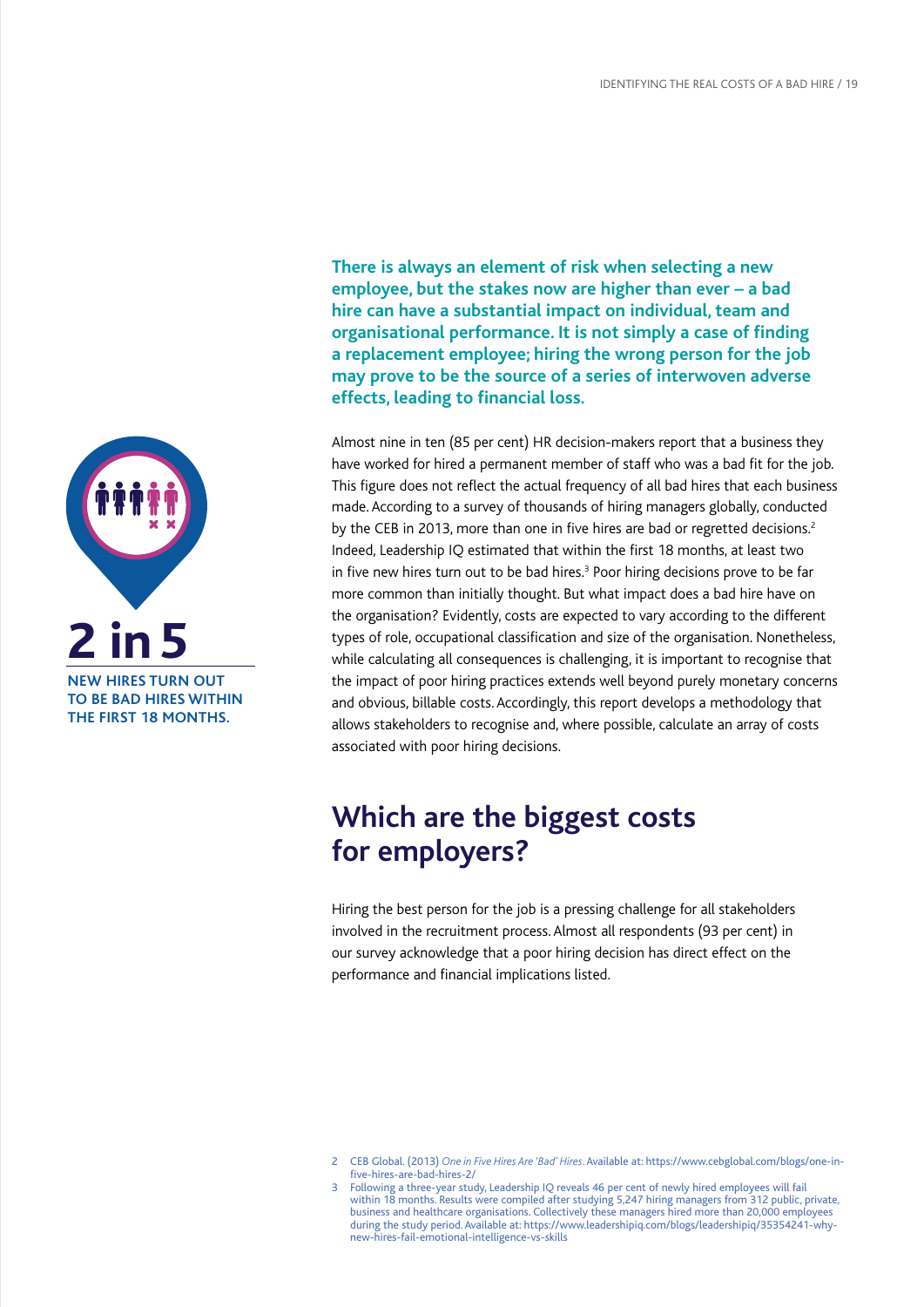**There is always an element of risk when selecting a new employee, but the stakes now are higher than ever – a bad hire can have a substantial impact on individual, team and organisational performance. It is not simply a case of finding a replacement employee; hiring the wrong person for the job may prove to be the source of a series of interwoven adverse effects, leading to financial loss.**

**2 in 5**

**NEW HIRES TURN OUT TO BE BAD HIRES WITHIN THE FIRST 18 MONTHS.**

Almost nine in ten (85 per cent) HR decision-makers report that a business they have worked for hired a permanent member of staff who was a bad fit for the job. This figure does not reflect the actual frequency of all bad hires that each business made. According to a survey of thousands of hiring managers globally, conducted by the CEB in 2013, more than one in five hires are bad or regretted decisions.[2] Indeed, Leadership IQ estimated that within the first 18 months, at least two in five new hires turn out to be bad hires.[3] Poor hiring decisions prove to be far more common than initially thought. But what impact does a bad hire have on the organisation? Evidently, costs are expected to vary according to the different types of role, occupational classification and size of the organisation. Nonetheless, while calculating all consequences is challenging, it is important to recognise that the impact of poor hiring practices extends well beyond purely monetary concerns and obvious, billable costs. Accordingly, this report develops a methodology that allows stakeholders to recognise and, where possible, calculate an array of costs associated with poor hiring decisions.

## Which are the biggest costs for employers?

Hiring the best person for the job is a pressing challenge for all stakeholders involved in the recruitment process. Almost all respondents (93 per cent) in our survey acknowledge that a poor hiring decision has direct effect on the performance and financial implications listed.

2 CEB Global. (2013) *One in Five Hires Are 'Bad' Hires*. Available at: https://www.cebglobal.com/blogs/one-in-five-hires-are-bad-hires-2/

3 Following a three-year study, Leadership IQ reveals 46 per cent of newly hired employees will fail within 18 months. Results were compiled after studying 5,247 hiring managers from 312 public, private, business and healthcare organisations. Collectively these managers hired more than 20,000 employees during the study period. Available at: https://www.leadershipiq.com/blogs/leadershipiq/35354241-why-new-hires-fail-emotional-intelligence-vs-skills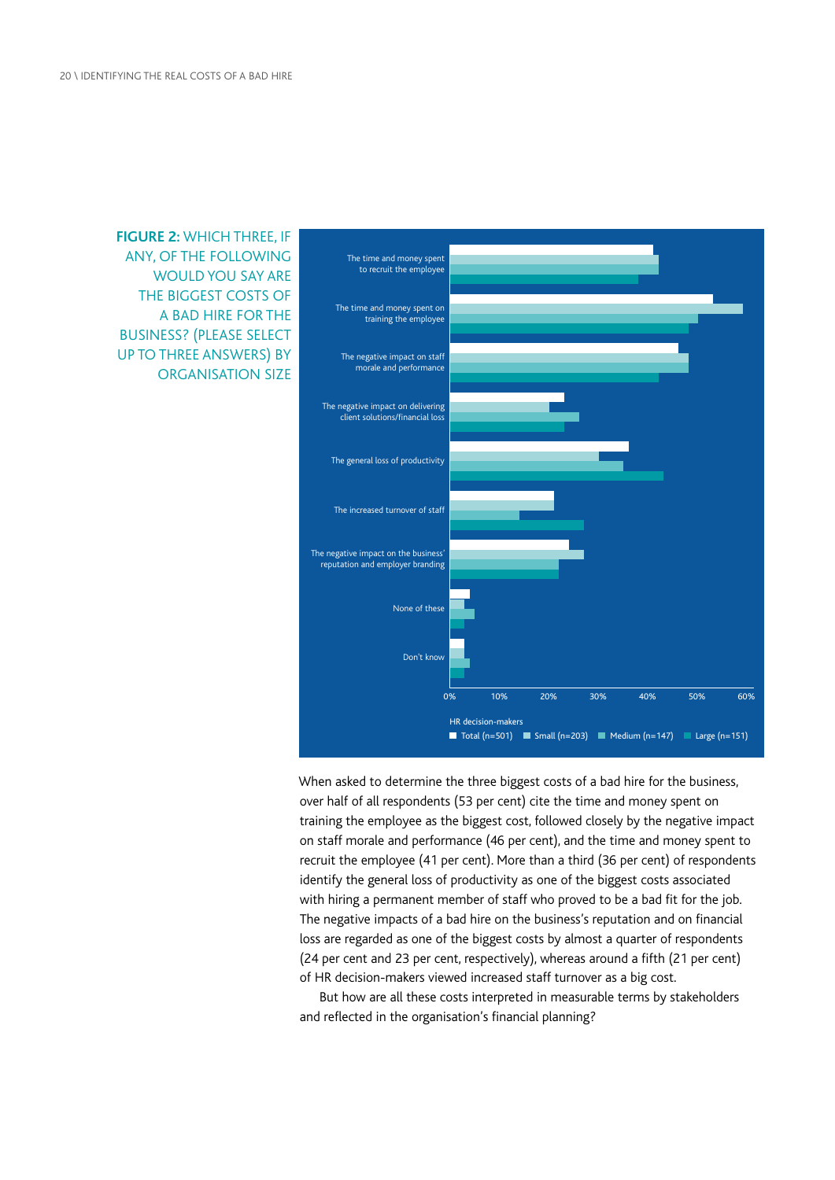**FIGURE 2:** WHICH THREE, IF ANY, OF THE FOLLOWING WOULD YOU SAY ARE THE BIGGEST COSTS OF A BAD HIRE FOR THE BUSINESS? (PLEASE SELECT UP TO THREE ANSWERS) BY ORGANISATION SIZE

The time and money spent to recruit the employee
The time and money spent on training the employee
The negative impact on staff morale and performance
The negative impact on delivering client solutions/financial loss
The general loss of productivity
The increased turnover of staff
The negative impact on the business' reputation and employer branding
None of these
Don't know

0% 10% 20% 30% 40% 50% 60%

HR decision-makers
Total (n=501) Small (n=203) Medium (n=147) Large (n=151)

When asked to determine the three biggest costs of a bad hire for the business, over half of all respondents (53 per cent) cite the time and money spent on training the employee as the biggest cost, followed closely by the negative impact on staff morale and performance (46 per cent), and the time and money spent to recruit the employee (41 per cent). More than a third (36 per cent) of respondents identify the general loss of productivity as one of the biggest costs associated with hiring a permanent member of staff who proved to be a bad fit for the job. The negative impacts of a bad hire on the business's reputation and on financial loss are regarded as one of the biggest costs by almost a quarter of respondents (24 per cent and 23 per cent, respectively), whereas around a fifth (21 per cent) of HR decision-makers viewed increased staff turnover as a big cost.

But how are all these costs interpreted in measurable terms by stakeholders and reflected in the organisation's financial planning?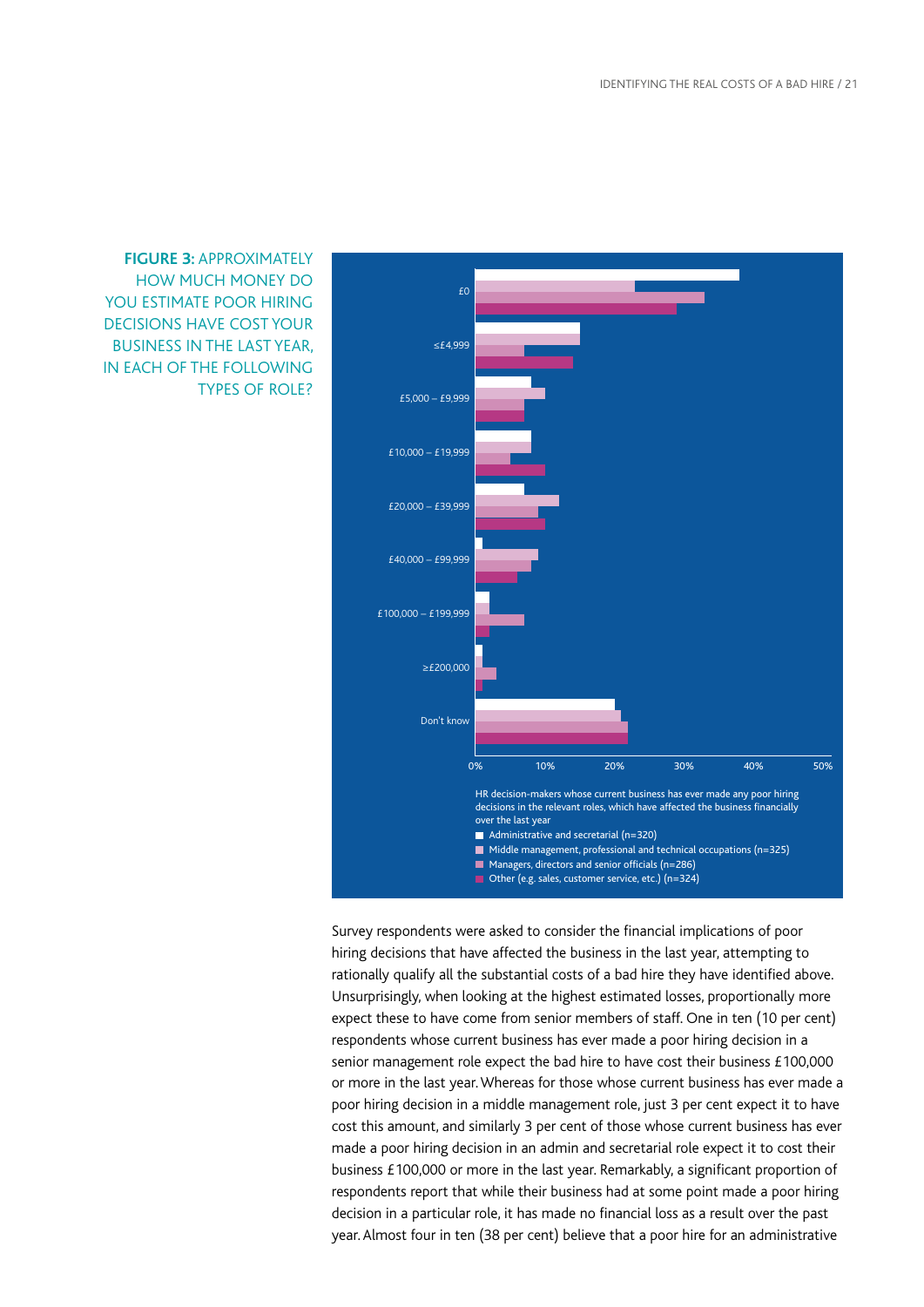**FIGURE 3:** APPROXIMATELY HOW MUCH MONEY DO YOU ESTIMATE POOR HIRING DECISIONS HAVE COST YOUR BUSINESS IN THE LAST YEAR, IN EACH OF THE FOLLOWING TYPES OF ROLE?

£0
≤£4,999
£5,000 – £9,999
£10,000 – £19,999
£20,000 – £39,999
£40,000 – £99,999
£100,000 – £199,999
≥£200,000
Don't know

0%
10%
20%
30%
40%
50%

HR decision-makers whose current business has ever made any poor hiring decisions in the relevant roles, which have affected the business financially over the last year

- Administrative and secretarial (n=320)
- Middle management, professional and technical occupations (n=325)
- Managers, directors and senior officials (n=286)
- Other (e.g. sales, customer service, etc.) (n=324)

Survey respondents were asked to consider the financial implications of poor hiring decisions that have affected the business in the last year, attempting to rationally qualify all the substantial costs of a bad hire they have identified above. Unsurprisingly, when looking at the highest estimated losses, proportionally more expect these to have come from senior members of staff. One in ten (10 per cent) respondents whose current business has ever made a poor hiring decision in a senior management role expect the bad hire to have cost their business £100,000 or more in the last year. Whereas for those whose current business has ever made a poor hiring decision in a middle management role, just 3 per cent expect it to have cost this amount, and similarly 3 per cent of those whose current business has ever made a poor hiring decision in an admin and secretarial role expect it to cost their business £100,000 or more in the last year. Remarkably, a significant proportion of respondents report that while their business had at some point made a poor hiring decision in a particular role, it has made no financial loss as a result over the past year. Almost four in ten (38 per cent) believe that a poor hire for an administrative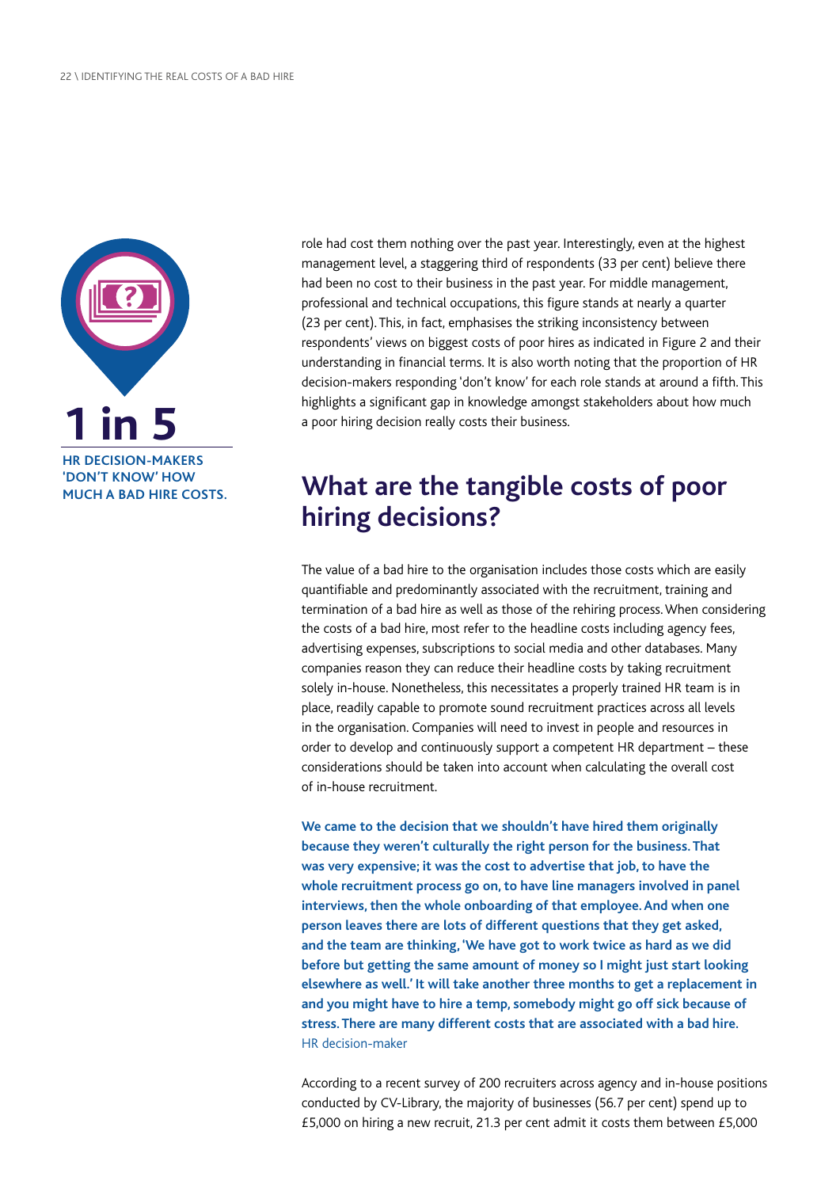**1 in 5**

**HR DECISION-MAKERS 'DON'T KNOW' HOW MUCH A BAD HIRE COSTS.**

role had cost them nothing over the past year. Interestingly, even at the highest management level, a staggering third of respondents (33 per cent) believe there had been no cost to their business in the past year. For middle management, professional and technical occupations, this figure stands at nearly a quarter (23 per cent). This, in fact, emphasises the striking inconsistency between respondents' views on biggest costs of poor hires as indicated in Figure 2 and their understanding in financial terms. It is also worth noting that the proportion of HR decision-makers responding 'don't know' for each role stands at around a fifth. This highlights a significant gap in knowledge amongst stakeholders about how much a poor hiring decision really costs their business.

## What are the tangible costs of poor hiring decisions?

The value of a bad hire to the organisation includes those costs which are easily quantifiable and predominantly associated with the recruitment, training and termination of a bad hire as well as those of the rehiring process. When considering the costs of a bad hire, most refer to the headline costs including agency fees, advertising expenses, subscriptions to social media and other databases. Many companies reason they can reduce their headline costs by taking recruitment solely in-house. Nonetheless, this necessitates a properly trained HR team is in place, readily capable to promote sound recruitment practices across all levels in the organisation. Companies will need to invest in people and resources in order to develop and continuously support a competent HR department – these considerations should be taken into account when calculating the overall cost of in-house recruitment.

**We came to the decision that we shouldn't have hired them originally because they weren't culturally the right person for the business. That was very expensive; it was the cost to advertise that job, to have the whole recruitment process go on, to have line managers involved in panel interviews, then the whole onboarding of that employee. And when one person leaves there are lots of different questions that they get asked, and the team are thinking, 'We have got to work twice as hard as we did before but getting the same amount of money so I might just start looking elsewhere as well.' It will take another three months to get a replacement in and you might have to hire a temp, somebody might go off sick because of stress. There are many different costs that are associated with a bad hire.**
HR decision-maker

According to a recent survey of 200 recruiters across agency and in-house positions conducted by CV-Library, the majority of businesses (56.7 per cent) spend up to £5,000 on hiring a new recruit, 21.3 per cent admit it costs them between £5,000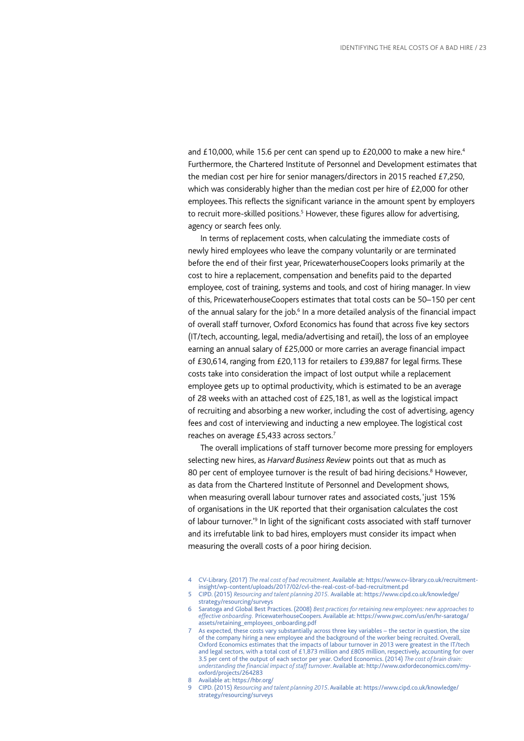and £10,000, while 15.6 per cent can spend up to £20,000 to make a new hire.[4] Furthermore, the Chartered Institute of Personnel and Development estimates that the median cost per hire for senior managers/directors in 2015 reached £7,250, which was considerably higher than the median cost per hire of £2,000 for other employees. This reflects the significant variance in the amount spent by employers to recruit more-skilled positions.[5] However, these figures allow for advertising, agency or search fees only.

In terms of replacement costs, when calculating the immediate costs of newly hired employees who leave the company voluntarily or are terminated before the end of their first year, PricewaterhouseCoopers looks primarily at the cost to hire a replacement, compensation and benefits paid to the departed employee, cost of training, systems and tools, and cost of hiring manager. In view of this, PricewaterhouseCoopers estimates that total costs can be 50–150 per cent of the annual salary for the job.[6] In a more detailed analysis of the financial impact of overall staff turnover, Oxford Economics has found that across five key sectors (IT/tech, accounting, legal, media/advertising and retail), the loss of an employee earning an annual salary of £25,000 or more carries an average financial impact of £30,614, ranging from £20,113 for retailers to £39,887 for legal firms. These costs take into consideration the impact of lost output while a replacement employee gets up to optimal productivity, which is estimated to be an average of 28 weeks with an attached cost of £25,181, as well as the logistical impact of recruiting and absorbing a new worker, including the cost of advertising, agency fees and cost of interviewing and inducting a new employee. The logistical cost reaches on average £5,433 across sectors.[7]

The overall implications of staff turnover become more pressing for employers selecting new hires, as *Harvard Business Review* points out that as much as 80 per cent of employee turnover is the result of bad hiring decisions.[8] However, as data from the Chartered Institute of Personnel and Development shows, when measuring overall labour turnover rates and associated costs, 'just 15% of organisations in the UK reported that their organisation calculates the cost of labour turnover.'[9] In light of the significant costs associated with staff turnover and its irrefutable link to bad hires, employers must consider its impact when measuring the overall costs of a poor hiring decision.

4 CV-Library. (2017) *The real cost of bad recruitment*. Available at: https://www.cv-library.co.uk/recruitment-insight/wp-content/uploads/2017/02/cvl-the-real-cost-of-bad-recruitment.pd

5 CIPD. (2015) *Resourcing and talent planning 2015*. Available at: https://www.cipd.co.uk/knowledge/strategy/resourcing/surveys

6 Saratoga and Global Best Practices. (2008) *Best practices for retaining new employees: new approaches to effective onboarding*. PricewaterhouseCoopers. Available at: https://www.pwc.com/us/en/hr-saratoga/assets/retaining_employees_onboarding.pdf

7 As expected, these costs vary substantially across three key variables – the sector in question, the size of the company hiring a new employee and the background of the worker being recruited. Overall, Oxford Economics estimates that the impacts of labour turnover in 2013 were greatest in the IT/tech and legal sectors, with a total cost of £1,873 million and £805 million, respectively, accounting for over 3.5 per cent of the output of each sector per year. Oxford Economics. (2014) *The cost of brain drain: understanding the financial impact of staff turnover*. Available at: http://www.oxfordeconomics.com/my-oxford/projects/264283

8 Available at: https://hbr.org/

9 CIPD. (2015) *Resourcing and talent planning 2015*. Available at: https://www.cipd.co.uk/knowledge/strategy/resourcing/surveys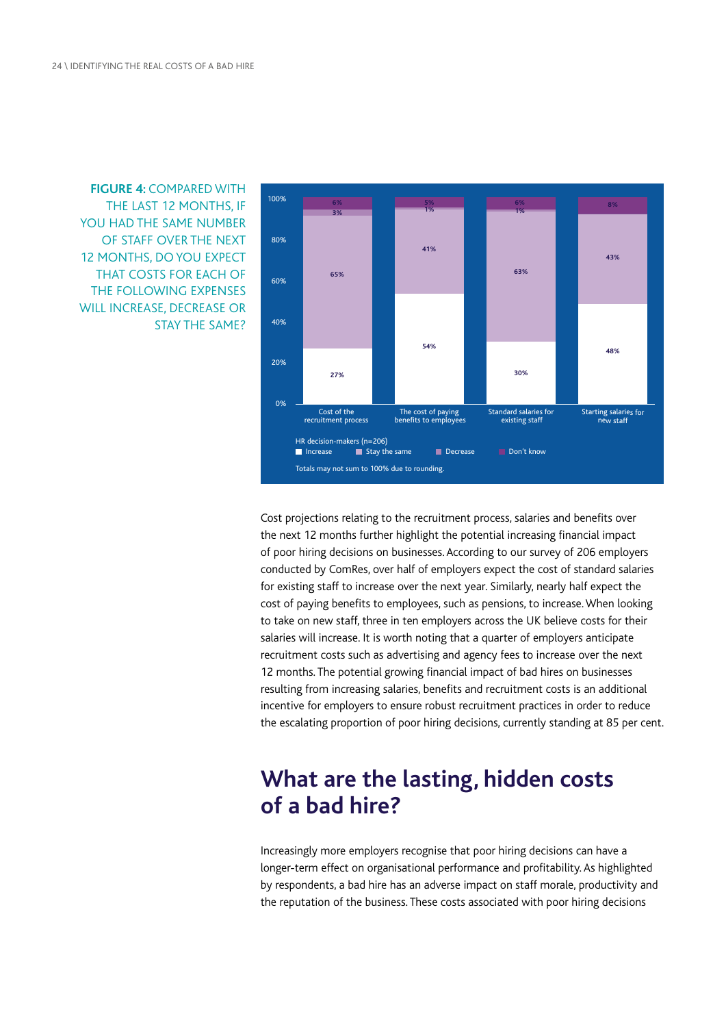**FIGURE 4:** COMPARED WITH THE LAST 12 MONTHS, IF YOU HAD THE SAME NUMBER OF STAFF OVER THE NEXT 12 MONTHS, DO YOU EXPECT THAT COSTS FOR EACH OF THE FOLLOWING EXPENSES WILL INCREASE, DECREASE OR STAY THE SAME?

100%
80%
60%
40%
20%
0%

Cost of the recruitment process: 27%, 65%, 3%, 6%

The cost of paying benefits to employees: 54%, 41%, 1%, 5%

Standard salaries for existing staff: 30%, 63%, 1%, 6%

Starting salaries for new staff: 48%, 43%, 8%

HR decision-makers (n=206)

Increase / Stay the same / Decrease / Don't know

Totals may not sum to 100% due to rounding.

Cost projections relating to the recruitment process, salaries and benefits over the next 12 months further highlight the potential increasing financial impact of poor hiring decisions on businesses. According to our survey of 206 employers conducted by ComRes, over half of employers expect the cost of standard salaries for existing staff to increase over the next year. Similarly, nearly half expect the cost of paying benefits to employees, such as pensions, to increase. When looking to take on new staff, three in ten employers across the UK believe costs for their salaries will increase. It is worth noting that a quarter of employers anticipate recruitment costs such as advertising and agency fees to increase over the next 12 months. The potential growing financial impact of bad hires on businesses resulting from increasing salaries, benefits and recruitment costs is an additional incentive for employers to ensure robust recruitment practices in order to reduce the escalating proportion of poor hiring decisions, currently standing at 85 per cent.

## What are the lasting, hidden costs of a bad hire?

Increasingly more employers recognise that poor hiring decisions can have a longer-term effect on organisational performance and profitability. As highlighted by respondents, a bad hire has an adverse impact on staff morale, productivity and the reputation of the business. These costs associated with poor hiring decisions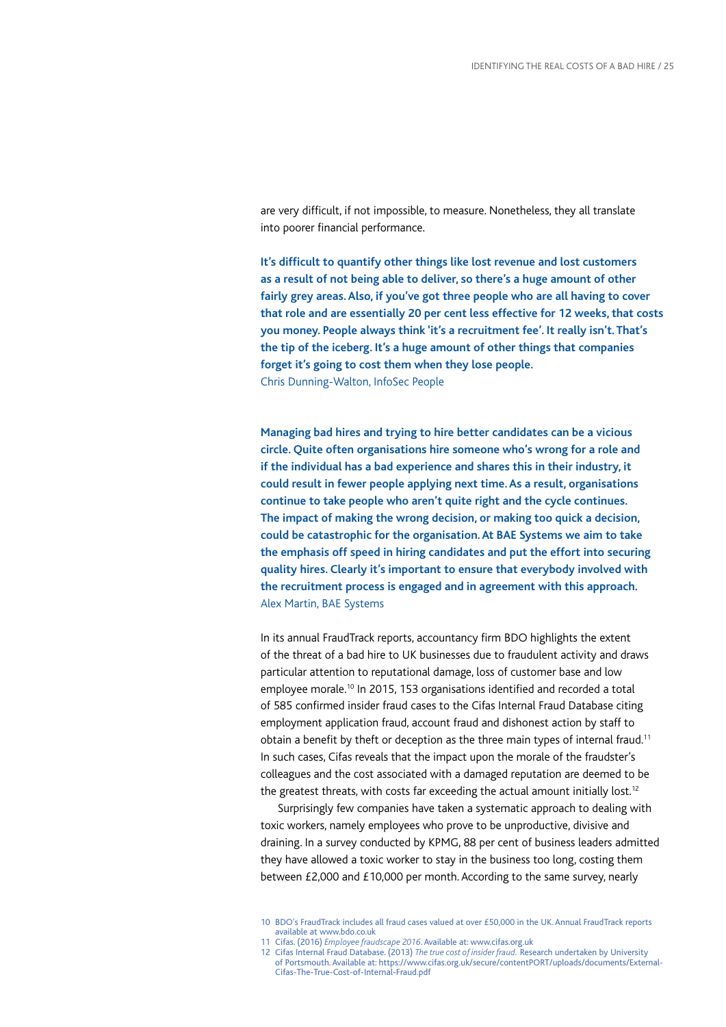are very difficult, if not impossible, to measure. Nonetheless, they all translate into poorer financial performance.

**It's difficult to quantify other things like lost revenue and lost customers as a result of not being able to deliver, so there's a huge amount of other fairly grey areas. Also, if you've got three people who are all having to cover that role and are essentially 20 per cent less effective for 12 weeks, that costs you money. People always think 'it's a recruitment fee'. It really isn't. That's the tip of the iceberg. It's a huge amount of other things that companies forget it's going to cost them when they lose people.**
Chris Dunning-Walton, InfoSec People

**Managing bad hires and trying to hire better candidates can be a vicious circle. Quite often organisations hire someone who's wrong for a role and if the individual has a bad experience and shares this in their industry, it could result in fewer people applying next time. As a result, organisations continue to take people who aren't quite right and the cycle continues. The impact of making the wrong decision, or making too quick a decision, could be catastrophic for the organisation. At BAE Systems we aim to take the emphasis off speed in hiring candidates and put the effort into securing quality hires. Clearly it's important to ensure that everybody involved with the recruitment process is engaged and in agreement with this approach.**
Alex Martin, BAE Systems

In its annual FraudTrack reports, accountancy firm BDO highlights the extent of the threat of a bad hire to UK businesses due to fraudulent activity and draws particular attention to reputational damage, loss of customer base and low employee morale.[10] In 2015, 153 organisations identified and recorded a total of 585 confirmed insider fraud cases to the Cifas Internal Fraud Database citing employment application fraud, account fraud and dishonest action by staff to obtain a benefit by theft or deception as the three main types of internal fraud.[11] In such cases, Cifas reveals that the impact upon the morale of the fraudster's colleagues and the cost associated with a damaged reputation are deemed to be the greatest threats, with costs far exceeding the actual amount initially lost.[12]

Surprisingly few companies have taken a systematic approach to dealing with toxic workers, namely employees who prove to be unproductive, divisive and draining. In a survey conducted by KPMG, 88 per cent of business leaders admitted they have allowed a toxic worker to stay in the business too long, costing them between £2,000 and £10,000 per month. According to the same survey, nearly

10 BDO's FraudTrack includes all fraud cases valued at over £50,000 in the UK. Annual FraudTrack reports available at www.bdo.co.uk

11 Cifas. (2016) *Employee fraudscape 2016*. Available at: www.cifas.org.uk

12 Cifas Internal Fraud Database. (2013) *The true cost of insider fraud*. Research undertaken by University of Portsmouth. Available at: https://www.cifas.org.uk/secure/contentPORT/uploads/documents/External-Cifas-The-True-Cost-of-Internal-Fraud.pdf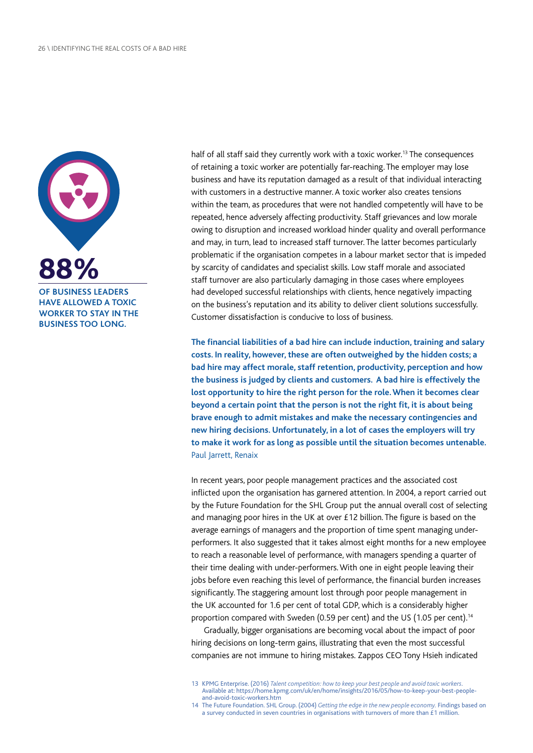**88%**

**OF BUSINESS LEADERS HAVE ALLOWED A TOXIC WORKER TO STAY IN THE BUSINESS TOO LONG.**

half of all staff said they currently work with a toxic worker.[13] The consequences of retaining a toxic worker are potentially far-reaching. The employer may lose business and have its reputation damaged as a result of that individual interacting with customers in a destructive manner. A toxic worker also creates tensions within the team, as procedures that were not handled competently will have to be repeated, hence adversely affecting productivity. Staff grievances and low morale owing to disruption and increased workload hinder quality and overall performance and may, in turn, lead to increased staff turnover. The latter becomes particularly problematic if the organisation competes in a labour market sector that is impeded by scarcity of candidates and specialist skills. Low staff morale and associated staff turnover are also particularly damaging in those cases where employees had developed successful relationships with clients, hence negatively impacting on the business's reputation and its ability to deliver client solutions successfully. Customer dissatisfaction is conducive to loss of business.

**The financial liabilities of a bad hire can include induction, training and salary costs. In reality, however, these are often outweighed by the hidden costs; a bad hire may affect morale, staff retention, productivity, perception and how the business is judged by clients and customers. A bad hire is effectively the lost opportunity to hire the right person for the role. When it becomes clear beyond a certain point that the person is not the right fit, it is about being brave enough to admit mistakes and make the necessary contingencies and new hiring decisions. Unfortunately, in a lot of cases the employers will try to make it work for as long as possible until the situation becomes untenable.**
Paul Jarrett, Renaix

In recent years, poor people management practices and the associated cost inflicted upon the organisation has garnered attention. In 2004, a report carried out by the Future Foundation for the SHL Group put the annual overall cost of selecting and managing poor hires in the UK at over £12 billion. The figure is based on the average earnings of managers and the proportion of time spent managing under-performers. It also suggested that it takes almost eight months for a new employee to reach a reasonable level of performance, with managers spending a quarter of their time dealing with under-performers. With one in eight people leaving their jobs before even reaching this level of performance, the financial burden increases significantly. The staggering amount lost through poor people management in the UK accounted for 1.6 per cent of total GDP, which is a considerably higher proportion compared with Sweden (0.59 per cent) and the US (1.05 per cent).[14]

Gradually, bigger organisations are becoming vocal about the impact of poor hiring decisions on long-term gains, illustrating that even the most successful companies are not immune to hiring mistakes. Zappos CEO Tony Hsieh indicated

13 KPMG Enterprise. (2016) *Talent competition: how to keep your best people and avoid toxic workers*. Available at: https://home.kpmg.com/uk/en/home/insights/2016/05/how-to-keep-your-best-people-and-avoid-toxic-workers.htm

14 The Future Foundation. SHL Group. (2004) *Getting the edge in the new people economy*. Findings based on a survey conducted in seven countries in organisations with turnovers of more than £1 million.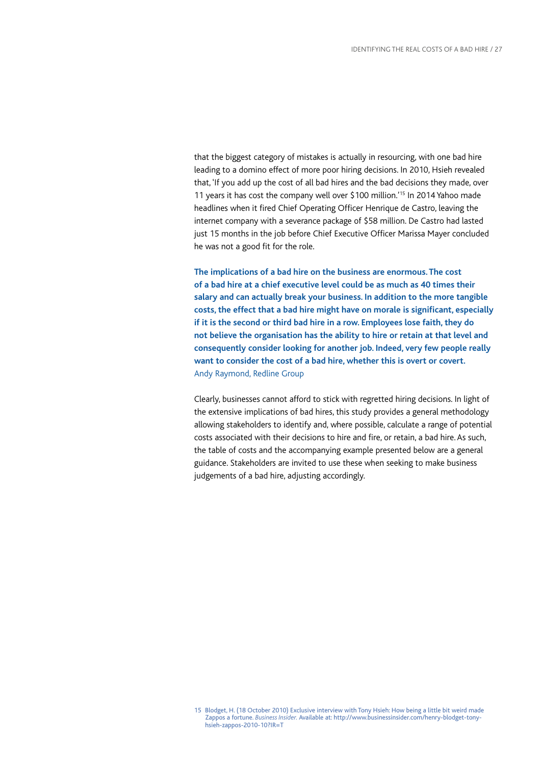that the biggest category of mistakes is actually in resourcing, with one bad hire leading to a domino effect of more poor hiring decisions. In 2010, Hsieh revealed that, 'If you add up the cost of all bad hires and the bad decisions they made, over 11 years it has cost the company well over $100 million.'[15] In 2014 Yahoo made headlines when it fired Chief Operating Officer Henrique de Castro, leaving the internet company with a severance package of $58 million. De Castro had lasted just 15 months in the job before Chief Executive Officer Marissa Mayer concluded he was not a good fit for the role.

**The implications of a bad hire on the business are enormous. The cost of a bad hire at a chief executive level could be as much as 40 times their salary and can actually break your business. In addition to the more tangible costs, the effect that a bad hire might have on morale is significant, especially if it is the second or third bad hire in a row. Employees lose faith, they do not believe the organisation has the ability to hire or retain at that level and consequently consider looking for another job. Indeed, very few people really want to consider the cost of a bad hire, whether this is overt or covert.**
Andy Raymond, Redline Group

Clearly, businesses cannot afford to stick with regretted hiring decisions. In light of the extensive implications of bad hires, this study provides a general methodology allowing stakeholders to identify and, where possible, calculate a range of potential costs associated with their decisions to hire and fire, or retain, a bad hire. As such, the table of costs and the accompanying example presented below are a general guidance. Stakeholders are invited to use these when seeking to make business judgements of a bad hire, adjusting accordingly.

15 Blodget, H. (18 October 2010) Exclusive interview with Tony Hsieh: How being a little bit weird made Zappos a fortune. *Business Insider.* Available at: http://www.businessinsider.com/henry-blodget-tony-hsieh-zappos-2010-10?IR=T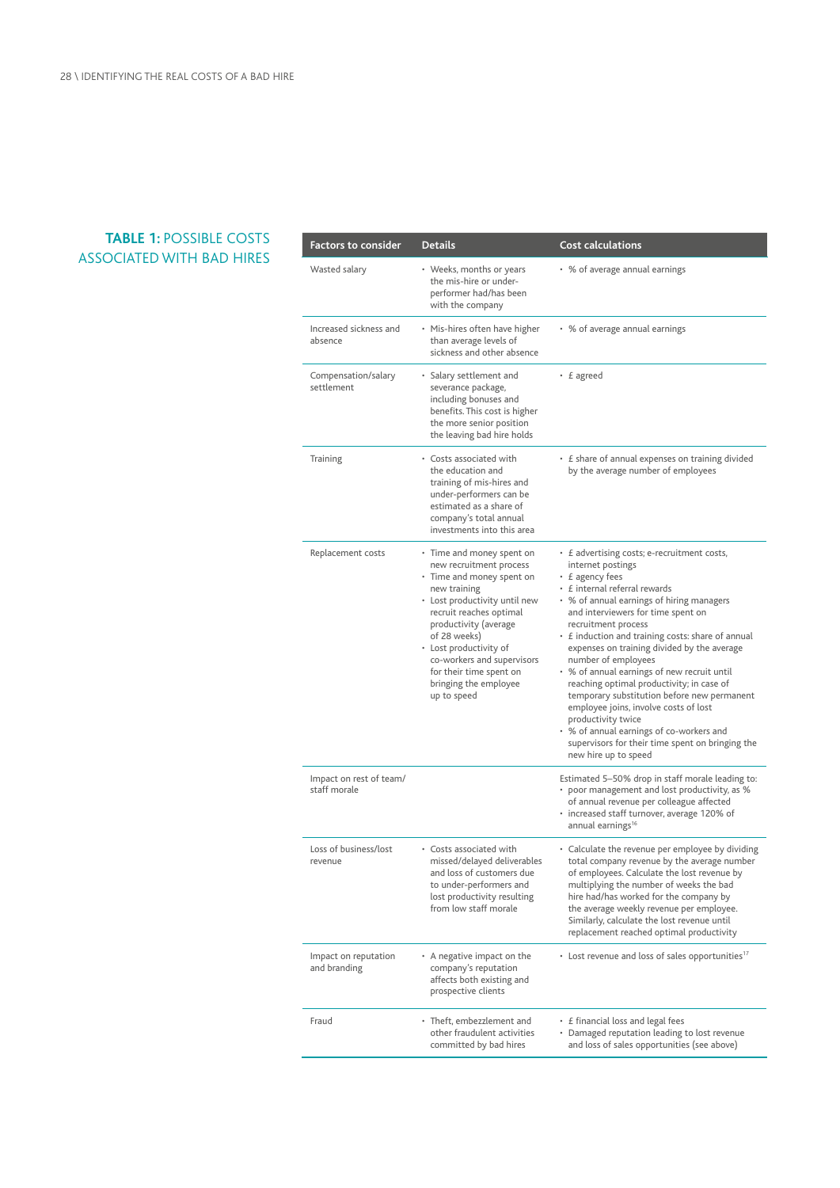## TABLE 1: POSSIBLE COSTS ASSOCIATED WITH BAD HIRES

| Factors to consider | Details | Cost calculations |
|---|---|---|
| Wasted salary | • Weeks, months or years the mis-hire or under-performer had/has been with the company | • % of average annual earnings |
| Increased sickness and absence | • Mis-hires often have higher than average levels of sickness and other absence | • % of average annual earnings |
| Compensation/salary settlement | • Salary settlement and severance package, including bonuses and benefits. This cost is higher the more senior position the leaving bad hire holds | • £ agreed |
| Training | • Costs associated with the education and training of mis-hires and under-performers can be estimated as a share of company's total annual investments into this area | • £ share of annual expenses on training divided by the average number of employees |
| Replacement costs | • Time and money spent on new recruitment process<br>• Time and money spent on new training<br>• Lost productivity until new recruit reaches optimal productivity (average of 28 weeks)<br>• Lost productivity of co-workers and supervisors for their time spent on bringing the employee up to speed | • £ advertising costs; e-recruitment costs, internet postings<br>• £ agency fees<br>• £ internal referral rewards<br>• % of annual earnings of hiring managers and interviewers for time spent on recruitment process<br>• £ induction and training costs: share of annual expenses on training divided by the average number of employees<br>• % of annual earnings of new recruit until reaching optimal productivity; in case of temporary substitution before new permanent employee joins, involve costs of lost productivity twice<br>• % of annual earnings of co-workers and supervisors for their time spent on bringing the new hire up to speed |
| Impact on rest of team/ staff morale | | Estimated 5–50% drop in staff morale leading to:<br>• poor management and lost productivity, as % of annual revenue per colleague affected<br>• increased staff turnover, average 120% of annual earnings[16] |
| Loss of business/lost revenue | • Costs associated with missed/delayed deliverables and loss of customers due to under-performers and lost productivity resulting from low staff morale | • Calculate the revenue per employee by dividing total company revenue by the average number of employees. Calculate the lost revenue by multiplying the number of weeks the bad hire had/has worked for the company by the average weekly revenue per employee. Similarly, calculate the lost revenue until replacement reached optimal productivity |
| Impact on reputation and branding | • A negative impact on the company's reputation affects both existing and prospective clients | • Lost revenue and loss of sales opportunities[17] |
| Fraud | • Theft, embezzlement and other fraudulent activities committed by bad hires | • £ financial loss and legal fees<br>• Damaged reputation leading to lost revenue and loss of sales opportunities (see above) |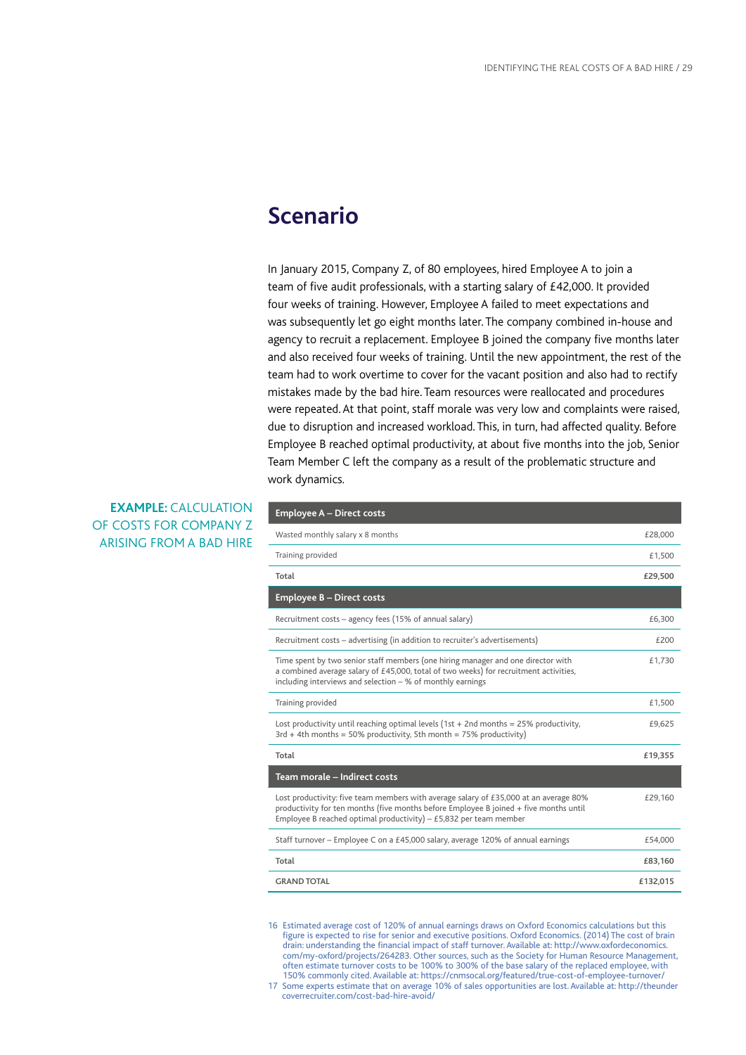## Scenario

In January 2015, Company Z, of 80 employees, hired Employee A to join a team of five audit professionals, with a starting salary of £42,000. It provided four weeks of training. However, Employee A failed to meet expectations and was subsequently let go eight months later. The company combined in-house and agency to recruit a replacement. Employee B joined the company five months later and also received four weeks of training. Until the new appointment, the rest of the team had to work overtime to cover for the vacant position and also had to rectify mistakes made by the bad hire. Team resources were reallocated and procedures were repeated. At that point, staff morale was very low and complaints were raised, due to disruption and increased workload. This, in turn, had affected quality. Before Employee B reached optimal productivity, at about five months into the job, Senior Team Member C left the company as a result of the problematic structure and work dynamics.

**EXAMPLE:** CALCULATION OF COSTS FOR COMPANY Z ARISING FROM A BAD HIRE

| **Employee A – Direct costs** | |
|---|---|
| Wasted monthly salary x 8 months | £28,000 |
| Training provided | £1,500 |
| **Total** | **£29,500** |
| **Employee B – Direct costs** | |
| Recruitment costs – agency fees (15% of annual salary) | £6,300 |
| Recruitment costs – advertising (in addition to recruiter's advertisements) | £200 |
| Time spent by two senior staff members (one hiring manager and one director with a combined average salary of £45,000, total of two weeks) for recruitment activities, including interviews and selection – % of monthly earnings | £1,730 |
| Training provided | £1,500 |
| Lost productivity until reaching optimal levels (1st + 2nd months = 25% productivity, 3rd + 4th months = 50% productivity, 5th month = 75% productivity) | £9,625 |
| **Total** | **£19,355** |
| **Team morale – Indirect costs** | |
| Lost productivity: five team members with average salary of £35,000 at an average 80% productivity for ten months (five months before Employee B joined + five months until Employee B reached optimal productivity) – £5,832 per team member | £29,160 |
| Staff turnover – Employee C on a £45,000 salary, average 120% of annual earnings | £54,000 |
| **Total** | **£83,160** |
| **GRAND TOTAL** | **£132,015** |

16 Estimated average cost of 120% of annual earnings draws on Oxford Economics calculations but this figure is expected to rise for senior and executive positions. Oxford Economics. (2014) The cost of brain drain: understanding the financial impact of staff turnover. Available at: http://www.oxfordeconomics.com/my-oxford/projects/264283. Other sources, such as the Society for Human Resource Management, often estimate turnover costs to be 100% to 300% of the base salary of the replaced employee, with 150% commonly cited. Available at: https://cnmsocal.org/featured/true-cost-of-employee-turnover/

17 Some experts estimate that on average 10% of sales opportunities are lost. Available at: http://theundercoverrecruiter.com/cost-bad-hire-avoid/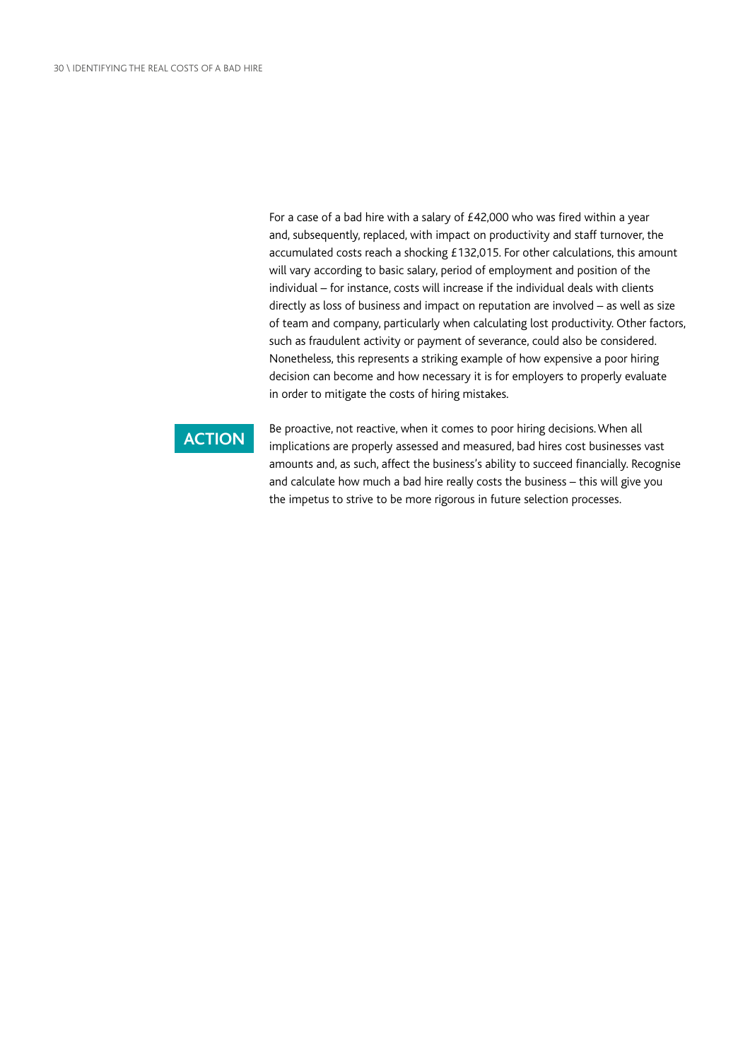For a case of a bad hire with a salary of £42,000 who was fired within a year and, subsequently, replaced, with impact on productivity and staff turnover, the accumulated costs reach a shocking £132,015. For other calculations, this amount will vary according to basic salary, period of employment and position of the individual – for instance, costs will increase if the individual deals with clients directly as loss of business and impact on reputation are involved – as well as size of team and company, particularly when calculating lost productivity. Other factors, such as fraudulent activity or payment of severance, could also be considered. Nonetheless, this represents a striking example of how expensive a poor hiring decision can become and how necessary it is for employers to properly evaluate in order to mitigate the costs of hiring mistakes.

**ACTION**

Be proactive, not reactive, when it comes to poor hiring decisions. When all implications are properly assessed and measured, bad hires cost businesses vast amounts and, as such, affect the business's ability to succeed financially. Recognise and calculate how much a bad hire really costs the business – this will give you the impetus to strive to be more rigorous in future selection processes.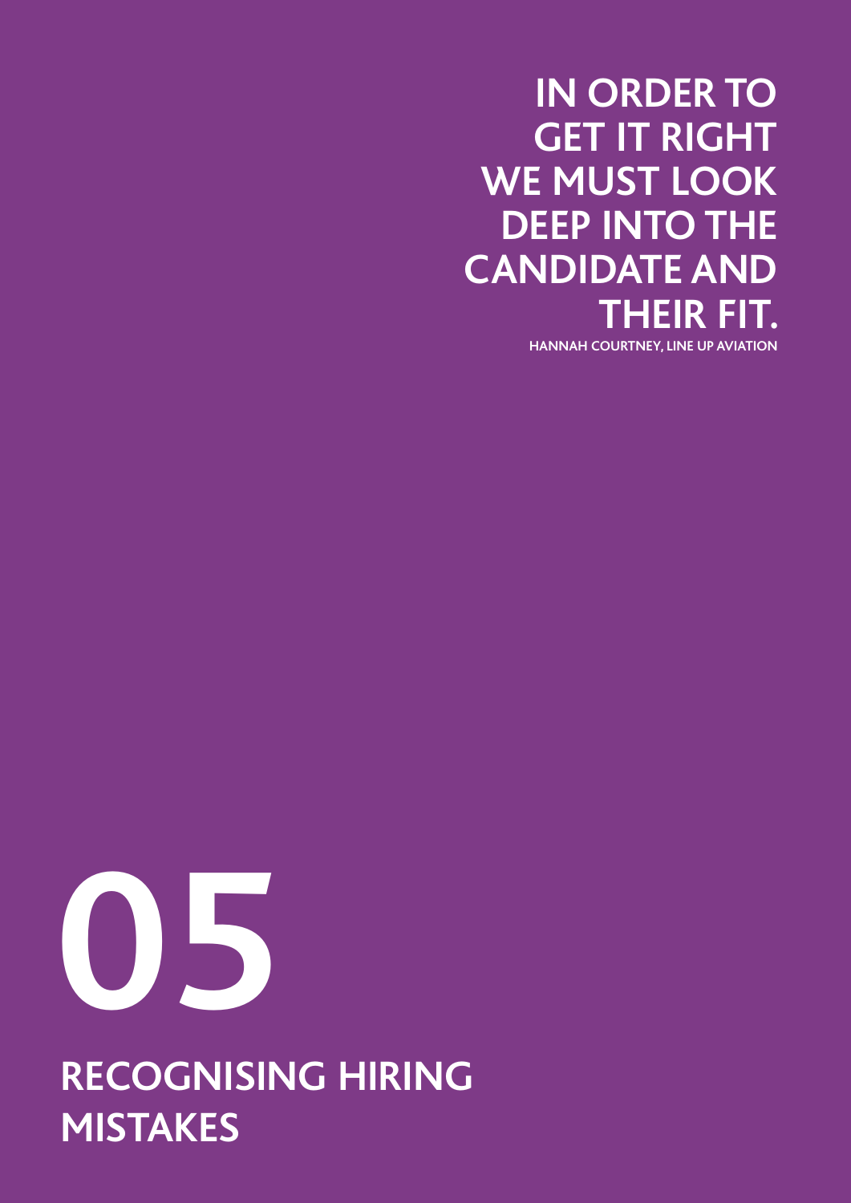**IN ORDER TO GET IT RIGHT WE MUST LOOK DEEP INTO THE CANDIDATE AND THEIR FIT.**

HANNAH COURTNEY, LINE UP AVIATION

# 05

# RECOGNISING HIRING MISTAKES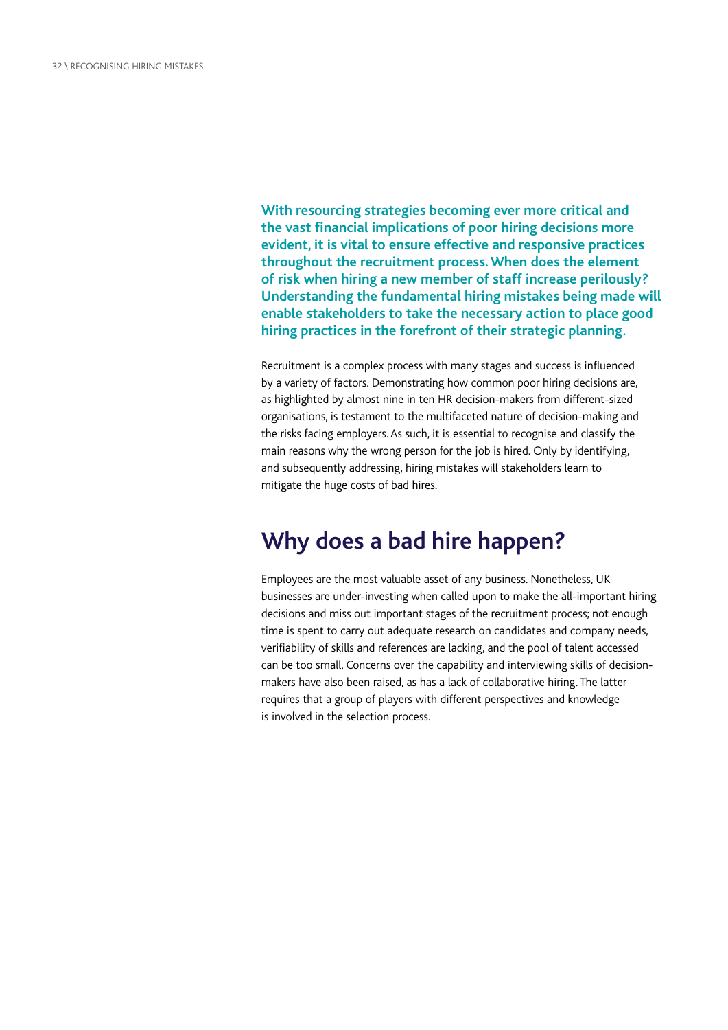**With resourcing strategies becoming ever more critical and the vast financial implications of poor hiring decisions more evident, it is vital to ensure effective and responsive practices throughout the recruitment process. When does the element of risk when hiring a new member of staff increase perilously? Understanding the fundamental hiring mistakes being made will enable stakeholders to take the necessary action to place good hiring practices in the forefront of their strategic planning.**

Recruitment is a complex process with many stages and success is influenced by a variety of factors. Demonstrating how common poor hiring decisions are, as highlighted by almost nine in ten HR decision-makers from different-sized organisations, is testament to the multifaceted nature of decision-making and the risks facing employers. As such, it is essential to recognise and classify the main reasons why the wrong person for the job is hired. Only by identifying, and subsequently addressing, hiring mistakes will stakeholders learn to mitigate the huge costs of bad hires.

## Why does a bad hire happen?

Employees are the most valuable asset of any business. Nonetheless, UK businesses are under-investing when called upon to make the all-important hiring decisions and miss out important stages of the recruitment process; not enough time is spent to carry out adequate research on candidates and company needs, verifiability of skills and references are lacking, and the pool of talent accessed can be too small. Concerns over the capability and interviewing skills of decision-makers have also been raised, as has a lack of collaborative hiring. The latter requires that a group of players with different perspectives and knowledge is involved in the selection process.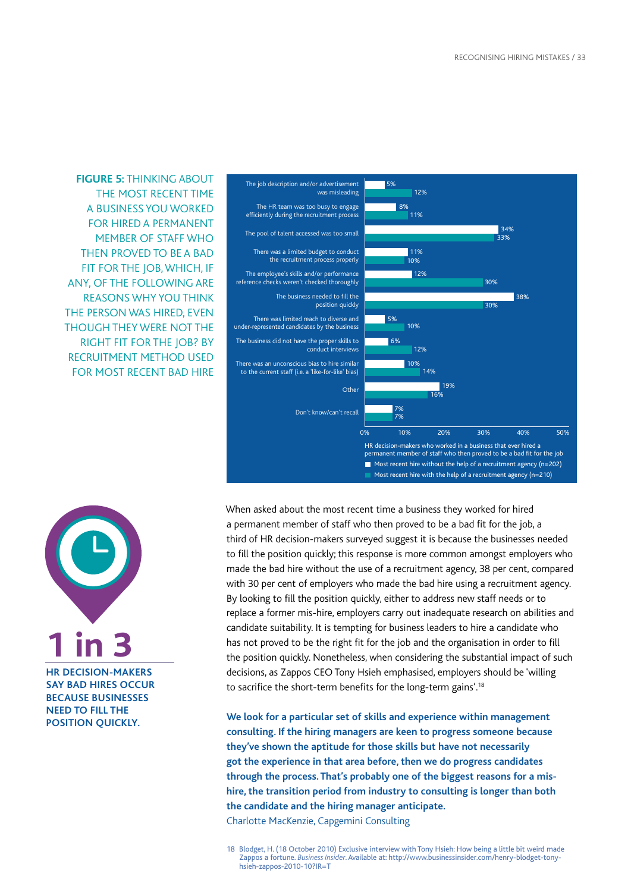**FIGURE 5:** THINKING ABOUT THE MOST RECENT TIME A BUSINESS YOU WORKED FOR HIRED A PERMANENT MEMBER OF STAFF WHO THEN PROVED TO BE A BAD FIT FOR THE JOB, WHICH, IF ANY, OF THE FOLLOWING ARE REASONS WHY YOU THINK THE PERSON WAS HIRED, EVEN THOUGH THEY WERE NOT THE RIGHT FIT FOR THE JOB? BY RECRUITMENT METHOD USED FOR MOST RECENT BAD HIRE

The job description and/or advertisement was misleading
5%
12%

The HR team was too busy to engage efficiently during the recruitment process
8%
11%

The pool of talent accessed was too small
34%
33%

There was a limited budget to conduct the recruitment process properly
11%
10%

The employee's skills and/or performance reference checks weren't checked thoroughly
12%
30%

The business needed to fill the position quickly
38%
30%

There was limited reach to diverse and under-represented candidates by the business
5%
10%

The business did not have the proper skills to conduct interviews
6%
12%

There was an unconscious bias to hire similar to the current staff (i.e. a 'like-for-like' bias)
10%
14%

Other
19%
16%

Don't know/can't recall
7%
7%

0% 10% 20% 30% 40% 50%

HR decision-makers who worked in a business that ever hired a permanent member of staff who then proved to be a bad fit for the job

Most recent hire without the help of a recruitment agency (n=202)

Most recent hire with the help of a recruitment agency (n=210)

When asked about the most recent time a business they worked for hired a permanent member of staff who then proved to be a bad fit for the job, a third of HR decision-makers surveyed suggest it is because the businesses needed to fill the position quickly; this response is more common amongst employers who made the bad hire without the use of a recruitment agency, 38 per cent, compared with 30 per cent of employers who made the bad hire using a recruitment agency. By looking to fill the position quickly, either to address new staff needs or to replace a former mis-hire, employers carry out inadequate research on abilities and candidate suitability. It is tempting for business leaders to hire a candidate who has not proved to be the right fit for the job and the organisation in order to fill the position quickly. Nonetheless, when considering the substantial impact of such decisions, as Zappos CEO Tony Hsieh emphasised, employers should be 'willing to sacrifice the short-term benefits for the long-term gains'.[18]

**1 in 3**

**HR DECISION-MAKERS SAY BAD HIRES OCCUR BECAUSE BUSINESSES NEED TO FILL THE POSITION QUICKLY.**

**We look for a particular set of skills and experience within management consulting. If the hiring managers are keen to progress someone because they've shown the aptitude for those skills but have not necessarily got the experience in that area before, then we do progress candidates through the process. That's probably one of the biggest reasons for a mis-hire, the transition period from industry to consulting is longer than both the candidate and the hiring manager anticipate.**

Charlotte MacKenzie, Capgemini Consulting

18 Blodget, H. (18 October 2010) Exclusive interview with Tony Hsieh: How being a little bit weird made Zappos a fortune. *Business Insider*. Available at: http://www.businessinsider.com/henry-blodget-tony-hsieh-zappos-2010-10?IR=T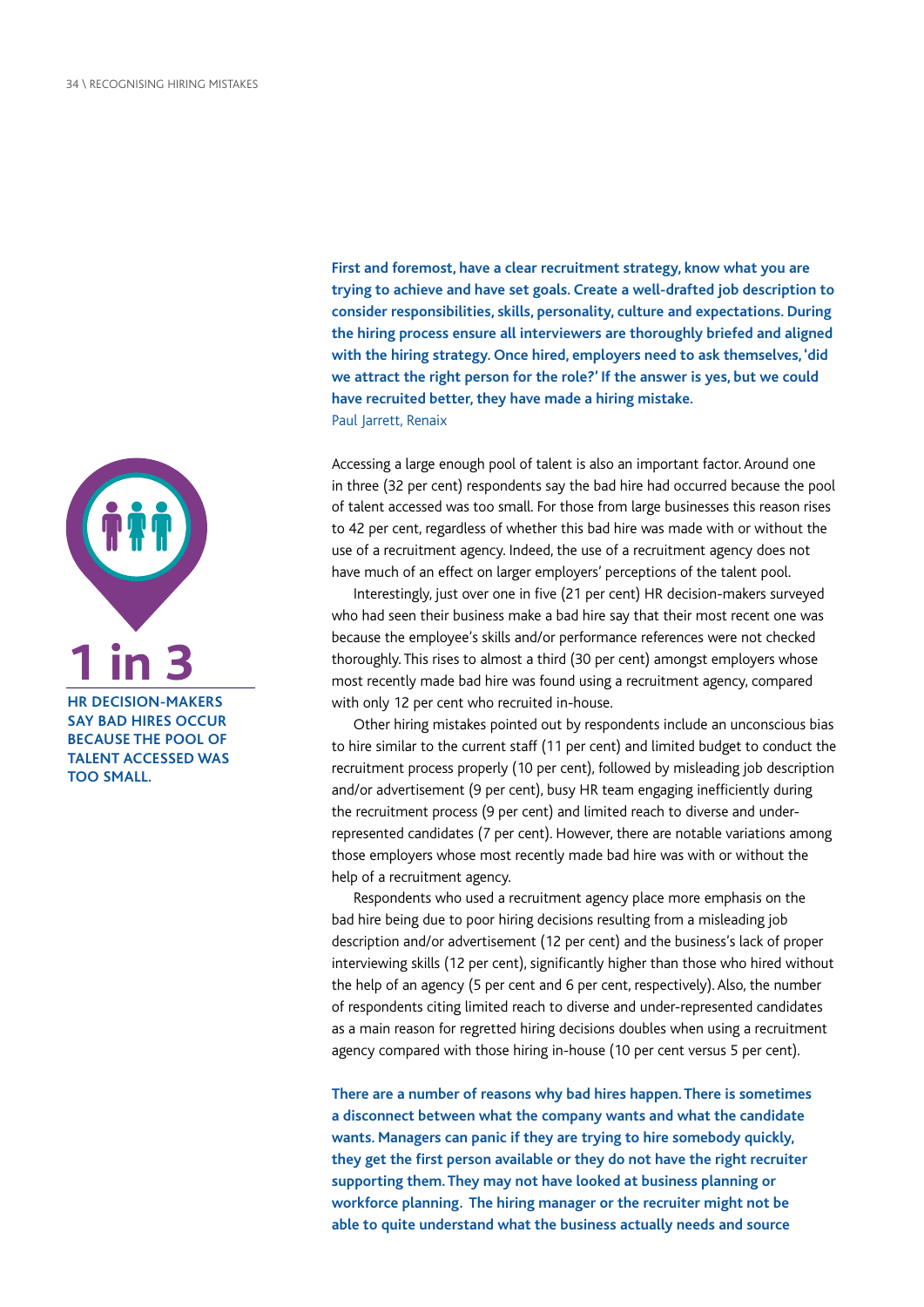**First and foremost, have a clear recruitment strategy, know what you are trying to achieve and have set goals. Create a well-drafted job description to consider responsibilities, skills, personality, culture and expectations. During the hiring process ensure all interviewers are thoroughly briefed and aligned with the hiring strategy. Once hired, employers need to ask themselves, 'did we attract the right person for the role?' If the answer is yes, but we could have recruited better, they have made a hiring mistake.**
Paul Jarrett, Renaix

**1 in 3**

**HR DECISION-MAKERS SAY BAD HIRES OCCUR BECAUSE THE POOL OF TALENT ACCESSED WAS TOO SMALL.**

Accessing a large enough pool of talent is also an important factor. Around one in three (32 per cent) respondents say the bad hire had occurred because the pool of talent accessed was too small. For those from large businesses this reason rises to 42 per cent, regardless of whether this bad hire was made with or without the use of a recruitment agency. Indeed, the use of a recruitment agency does not have much of an effect on larger employers' perceptions of the talent pool.

Interestingly, just over one in five (21 per cent) HR decision-makers surveyed who had seen their business make a bad hire say that their most recent one was because the employee's skills and/or performance references were not checked thoroughly. This rises to almost a third (30 per cent) amongst employers whose most recently made bad hire was found using a recruitment agency, compared with only 12 per cent who recruited in-house.

Other hiring mistakes pointed out by respondents include an unconscious bias to hire similar to the current staff (11 per cent) and limited budget to conduct the recruitment process properly (10 per cent), followed by misleading job description and/or advertisement (9 per cent), busy HR team engaging inefficiently during the recruitment process (9 per cent) and limited reach to diverse and under-represented candidates (7 per cent). However, there are notable variations among those employers whose most recently made bad hire was with or without the help of a recruitment agency.

Respondents who used a recruitment agency place more emphasis on the bad hire being due to poor hiring decisions resulting from a misleading job description and/or advertisement (12 per cent) and the business's lack of proper interviewing skills (12 per cent), significantly higher than those who hired without the help of an agency (5 per cent and 6 per cent, respectively). Also, the number of respondents citing limited reach to diverse and under-represented candidates as a main reason for regretted hiring decisions doubles when using a recruitment agency compared with those hiring in-house (10 per cent versus 5 per cent).

**There are a number of reasons why bad hires happen. There is sometimes a disconnect between what the company wants and what the candidate wants. Managers can panic if they are trying to hire somebody quickly, they get the first person available or they do not have the right recruiter supporting them. They may not have looked at business planning or workforce planning. The hiring manager or the recruiter might not be able to quite understand what the business actually needs and source**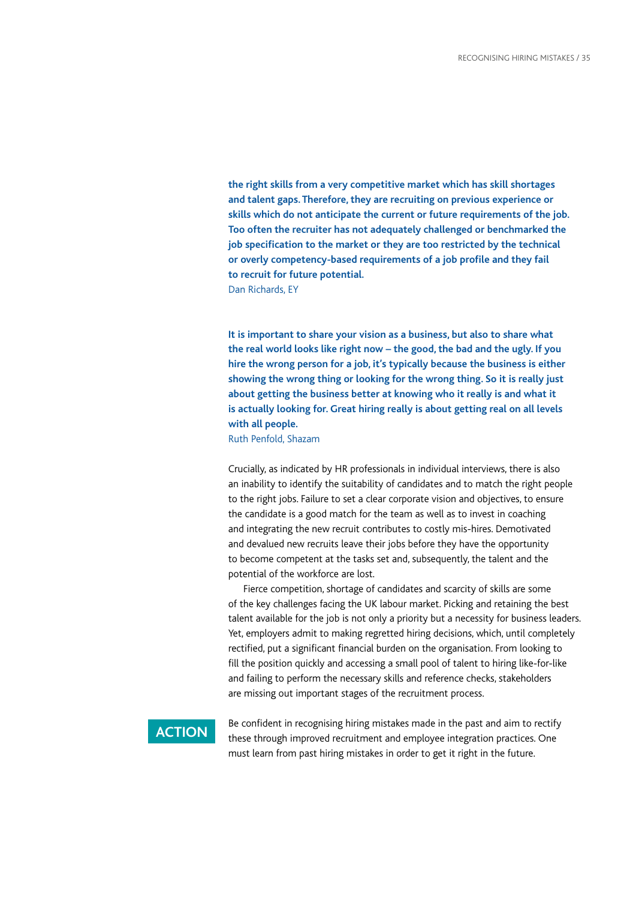**the right skills from a very competitive market which has skill shortages and talent gaps. Therefore, they are recruiting on previous experience or skills which do not anticipate the current or future requirements of the job. Too often the recruiter has not adequately challenged or benchmarked the job specification to the market or they are too restricted by the technical or overly competency-based requirements of a job profile and they fail to recruit for future potential.**

Dan Richards, EY

**It is important to share your vision as a business, but also to share what the real world looks like right now – the good, the bad and the ugly. If you hire the wrong person for a job, it's typically because the business is either showing the wrong thing or looking for the wrong thing. So it is really just about getting the business better at knowing who it really is and what it is actually looking for. Great hiring really is about getting real on all levels with all people.**

Ruth Penfold, Shazam

Crucially, as indicated by HR professionals in individual interviews, there is also an inability to identify the suitability of candidates and to match the right people to the right jobs. Failure to set a clear corporate vision and objectives, to ensure the candidate is a good match for the team as well as to invest in coaching and integrating the new recruit contributes to costly mis-hires. Demotivated and devalued new recruits leave their jobs before they have the opportunity to become competent at the tasks set and, subsequently, the talent and the potential of the workforce are lost.

Fierce competition, shortage of candidates and scarcity of skills are some of the key challenges facing the UK labour market. Picking and retaining the best talent available for the job is not only a priority but a necessity for business leaders. Yet, employers admit to making regretted hiring decisions, which, until completely rectified, put a significant financial burden on the organisation. From looking to fill the position quickly and accessing a small pool of talent to hiring like-for-like and failing to perform the necessary skills and reference checks, stakeholders are missing out important stages of the recruitment process.

**ACTION**

Be confident in recognising hiring mistakes made in the past and aim to rectify these through improved recruitment and employee integration practices. One must learn from past hiring mistakes in order to get it right in the future.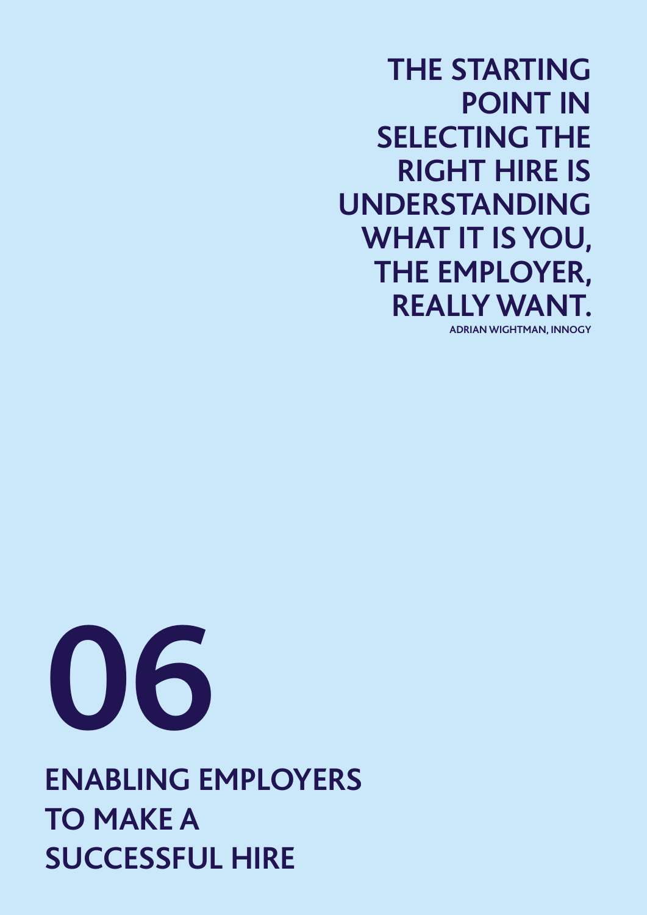**THE STARTING POINT IN SELECTING THE RIGHT HIRE IS UNDERSTANDING WHAT IT IS YOU, THE EMPLOYER, REALLY WANT.**

ADRIAN WIGHTMAN, INNOGY

# 06

# ENABLING EMPLOYERS TO MAKE A SUCCESSFUL HIRE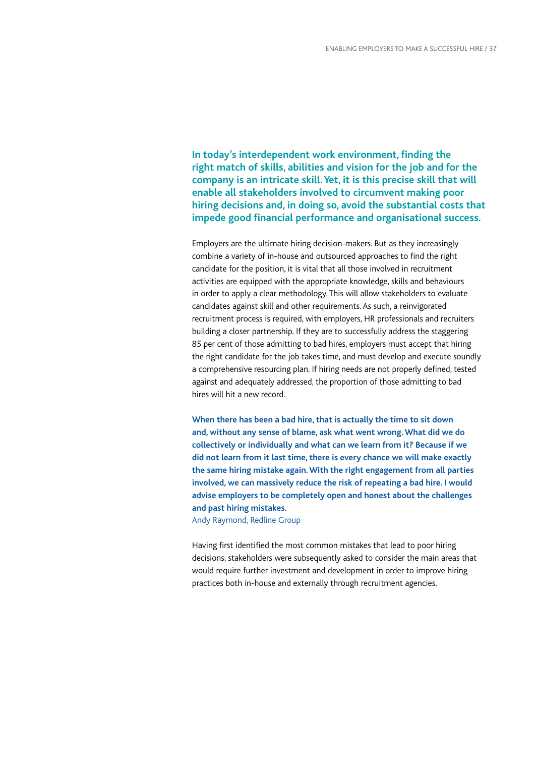**In today's interdependent work environment, finding the right match of skills, abilities and vision for the job and for the company is an intricate skill. Yet, it is this precise skill that will enable all stakeholders involved to circumvent making poor hiring decisions and, in doing so, avoid the substantial costs that impede good financial performance and organisational success.**

Employers are the ultimate hiring decision-makers. But as they increasingly combine a variety of in-house and outsourced approaches to find the right candidate for the position, it is vital that all those involved in recruitment activities are equipped with the appropriate knowledge, skills and behaviours in order to apply a clear methodology. This will allow stakeholders to evaluate candidates against skill and other requirements. As such, a reinvigorated recruitment process is required, with employers, HR professionals and recruiters building a closer partnership. If they are to successfully address the staggering 85 per cent of those admitting to bad hires, employers must accept that hiring the right candidate for the job takes time, and must develop and execute soundly a comprehensive resourcing plan. If hiring needs are not properly defined, tested against and adequately addressed, the proportion of those admitting to bad hires will hit a new record.

**When there has been a bad hire, that is actually the time to sit down and, without any sense of blame, ask what went wrong. What did we do collectively or individually and what can we learn from it? Because if we did not learn from it last time, there is every chance we will make exactly the same hiring mistake again. With the right engagement from all parties involved, we can massively reduce the risk of repeating a bad hire. I would advise employers to be completely open and honest about the challenges and past hiring mistakes.**

Andy Raymond, Redline Group

Having first identified the most common mistakes that lead to poor hiring decisions, stakeholders were subsequently asked to consider the main areas that would require further investment and development in order to improve hiring practices both in-house and externally through recruitment agencies.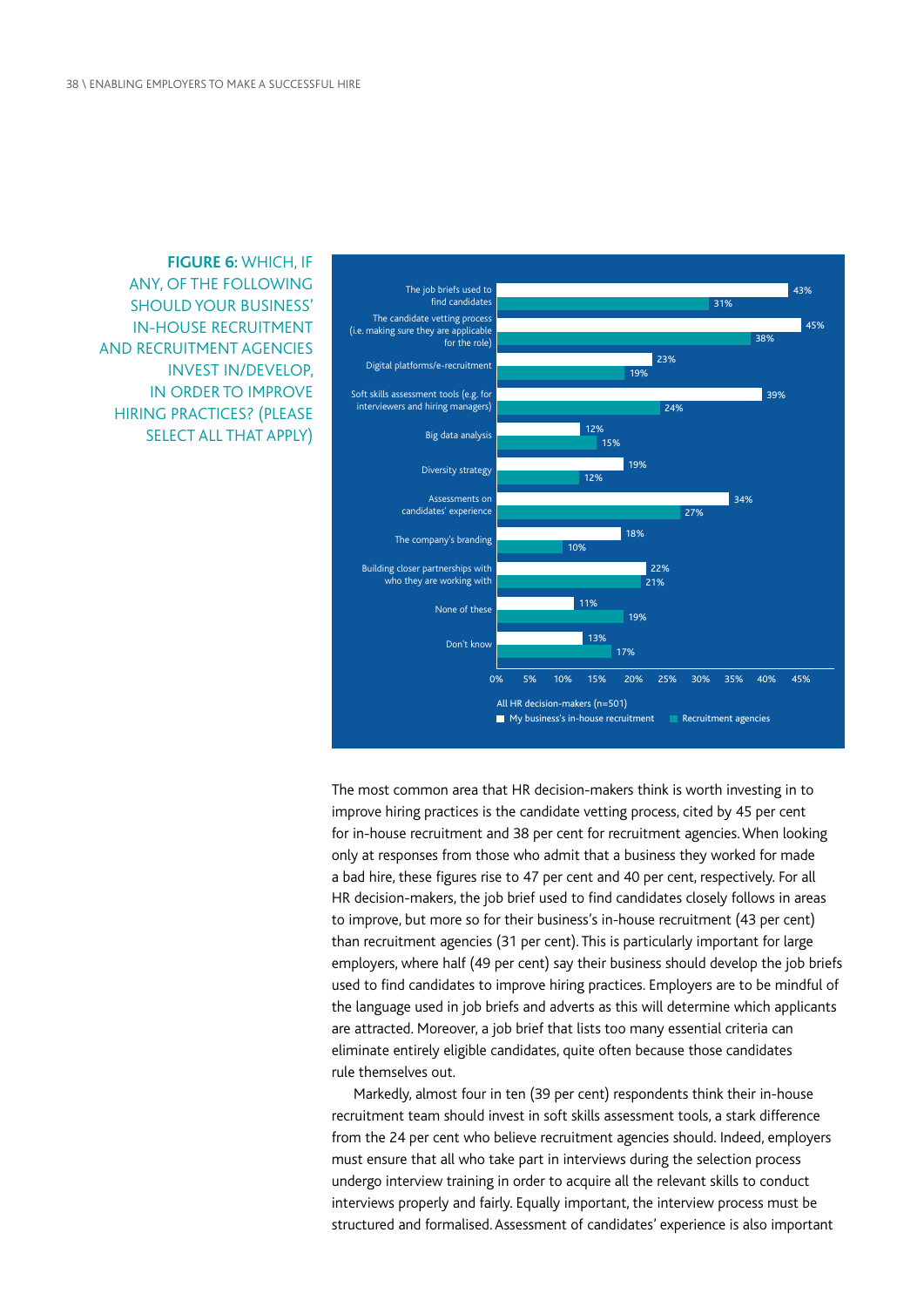**FIGURE 6:** WHICH, IF ANY, OF THE FOLLOWING SHOULD YOUR BUSINESS' IN-HOUSE RECRUITMENT AND RECRUITMENT AGENCIES INVEST IN/DEVELOP, IN ORDER TO IMPROVE HIRING PRACTICES? (PLEASE SELECT ALL THAT APPLY)

The job briefs used to find candidates
43%
31%

The candidate vetting process (i.e. making sure they are applicable for the role)
45%
38%

Digital platforms/e-recruitment
23%
19%

Soft skills assessment tools (e.g. for interviewers and hiring managers)
39%
24%

Big data analysis
12%
15%

Diversity strategy
19%
12%

Assessments on candidates' experience
34%
27%

The company's branding
18%
10%

Building closer partnerships with who they are working with
22%
21%

None of these
11%
19%

Don't know
13%
17%

0% 5% 10% 15% 20% 25% 30% 35% 40% 45%

All HR decision-makers (n=501)

My business's in-house recruitment
Recruitment agencies

The most common area that HR decision-makers think is worth investing in to improve hiring practices is the candidate vetting process, cited by 45 per cent for in-house recruitment and 38 per cent for recruitment agencies. When looking only at responses from those who admit that a business they worked for made a bad hire, these figures rise to 47 per cent and 40 per cent, respectively. For all HR decision-makers, the job brief used to find candidates closely follows in areas to improve, but more so for their business's in-house recruitment (43 per cent) than recruitment agencies (31 per cent). This is particularly important for large employers, where half (49 per cent) say their business should develop the job briefs used to find candidates to improve hiring practices. Employers are to be mindful of the language used in job briefs and adverts as this will determine which applicants are attracted. Moreover, a job brief that lists too many essential criteria can eliminate entirely eligible candidates, quite often because those candidates rule themselves out.

Markedly, almost four in ten (39 per cent) respondents think their in-house recruitment team should invest in soft skills assessment tools, a stark difference from the 24 per cent who believe recruitment agencies should. Indeed, employers must ensure that all who take part in interviews during the selection process undergo interview training in order to acquire all the relevant skills to conduct interviews properly and fairly. Equally important, the interview process must be structured and formalised. Assessment of candidates' experience is also important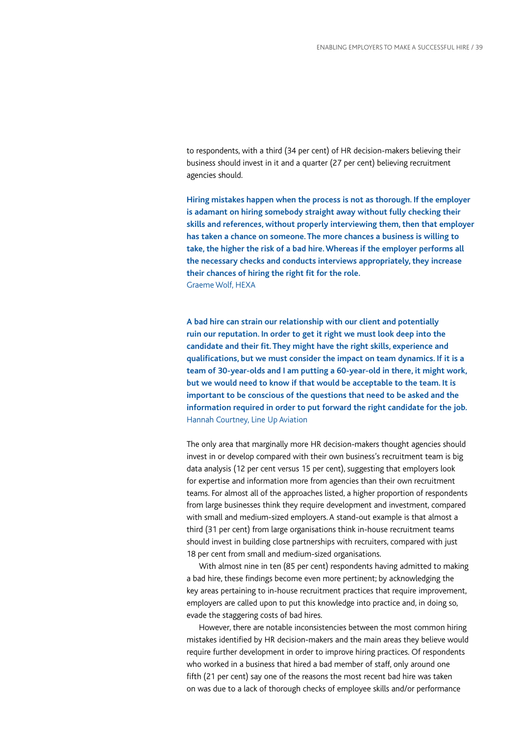to respondents, with a third (34 per cent) of HR decision-makers believing their business should invest in it and a quarter (27 per cent) believing recruitment agencies should.

**Hiring mistakes happen when the process is not as thorough. If the employer is adamant on hiring somebody straight away without fully checking their skills and references, without properly interviewing them, then that employer has taken a chance on someone. The more chances a business is willing to take, the higher the risk of a bad hire. Whereas if the employer performs all the necessary checks and conducts interviews appropriately, they increase their chances of hiring the right fit for the role.**
Graeme Wolf, HEXA

**A bad hire can strain our relationship with our client and potentially ruin our reputation. In order to get it right we must look deep into the candidate and their fit. They might have the right skills, experience and qualifications, but we must consider the impact on team dynamics. If it is a team of 30-year-olds and I am putting a 60-year-old in there, it might work, but we would need to know if that would be acceptable to the team. It is important to be conscious of the questions that need to be asked and the information required in order to put forward the right candidate for the job.**
Hannah Courtney, Line Up Aviation

The only area that marginally more HR decision-makers thought agencies should invest in or develop compared with their own business's recruitment team is big data analysis (12 per cent versus 15 per cent), suggesting that employers look for expertise and information more from agencies than their own recruitment teams. For almost all of the approaches listed, a higher proportion of respondents from large businesses think they require development and investment, compared with small and medium-sized employers. A stand-out example is that almost a third (31 per cent) from large organisations think in-house recruitment teams should invest in building close partnerships with recruiters, compared with just 18 per cent from small and medium-sized organisations.

With almost nine in ten (85 per cent) respondents having admitted to making a bad hire, these findings become even more pertinent; by acknowledging the key areas pertaining to in-house recruitment practices that require improvement, employers are called upon to put this knowledge into practice and, in doing so, evade the staggering costs of bad hires.

However, there are notable inconsistencies between the most common hiring mistakes identified by HR decision-makers and the main areas they believe would require further development in order to improve hiring practices. Of respondents who worked in a business that hired a bad member of staff, only around one fifth (21 per cent) say one of the reasons the most recent bad hire was taken on was due to a lack of thorough checks of employee skills and/or performance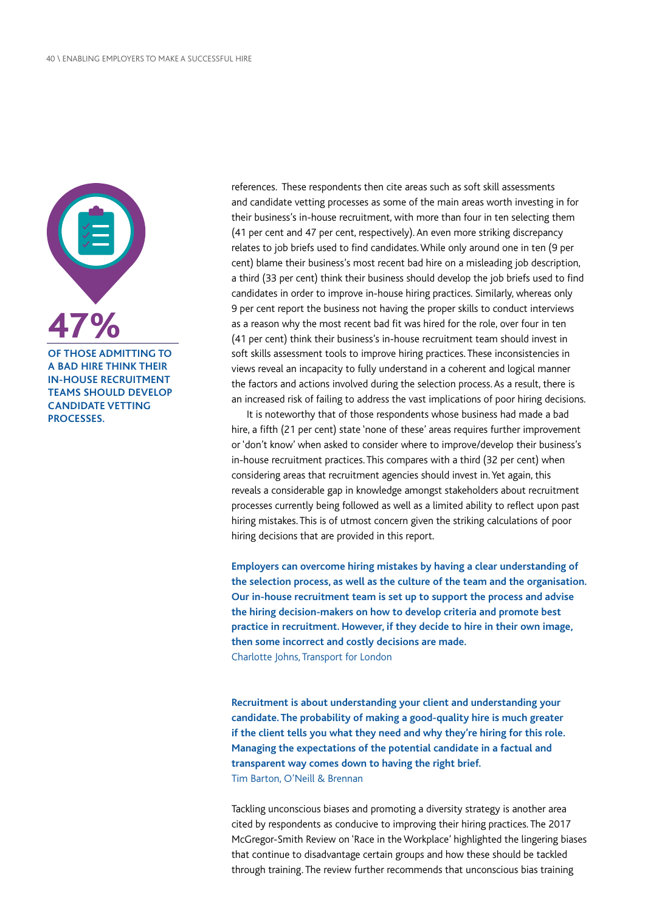**47%**

**OF THOSE ADMITTING TO A BAD HIRE THINK THEIR IN-HOUSE RECRUITMENT TEAMS SHOULD DEVELOP CANDIDATE VETTING PROCESSES.**

references. These respondents then cite areas such as soft skill assessments and candidate vetting processes as some of the main areas worth investing in for their business's in-house recruitment, with more than four in ten selecting them (41 per cent and 47 per cent, respectively). An even more striking discrepancy relates to job briefs used to find candidates. While only around one in ten (9 per cent) blame their business's most recent bad hire on a misleading job description, a third (33 per cent) think their business should develop the job briefs used to find candidates in order to improve in-house hiring practices. Similarly, whereas only 9 per cent report the business not having the proper skills to conduct interviews as a reason why the most recent bad fit was hired for the role, over four in ten (41 per cent) think their business's in-house recruitment team should invest in soft skills assessment tools to improve hiring practices. These inconsistencies in views reveal an incapacity to fully understand in a coherent and logical manner the factors and actions involved during the selection process. As a result, there is an increased risk of failing to address the vast implications of poor hiring decisions.

It is noteworthy that of those respondents whose business had made a bad hire, a fifth (21 per cent) state 'none of these' areas requires further improvement or 'don't know' when asked to consider where to improve/develop their business's in-house recruitment practices. This compares with a third (32 per cent) when considering areas that recruitment agencies should invest in. Yet again, this reveals a considerable gap in knowledge amongst stakeholders about recruitment processes currently being followed as well as a limited ability to reflect upon past hiring mistakes. This is of utmost concern given the striking calculations of poor hiring decisions that are provided in this report.

**Employers can overcome hiring mistakes by having a clear understanding of the selection process, as well as the culture of the team and the organisation. Our in-house recruitment team is set up to support the process and advise the hiring decision-makers on how to develop criteria and promote best practice in recruitment. However, if they decide to hire in their own image, then some incorrect and costly decisions are made.**
Charlotte Johns, Transport for London

**Recruitment is about understanding your client and understanding your candidate. The probability of making a good-quality hire is much greater if the client tells you what they need and why they're hiring for this role. Managing the expectations of the potential candidate in a factual and transparent way comes down to having the right brief.**
Tim Barton, O'Neill & Brennan

Tackling unconscious biases and promoting a diversity strategy is another area cited by respondents as conducive to improving their hiring practices. The 2017 McGregor-Smith Review on 'Race in the Workplace' highlighted the lingering biases that continue to disadvantage certain groups and how these should be tackled through training. The review further recommends that unconscious bias training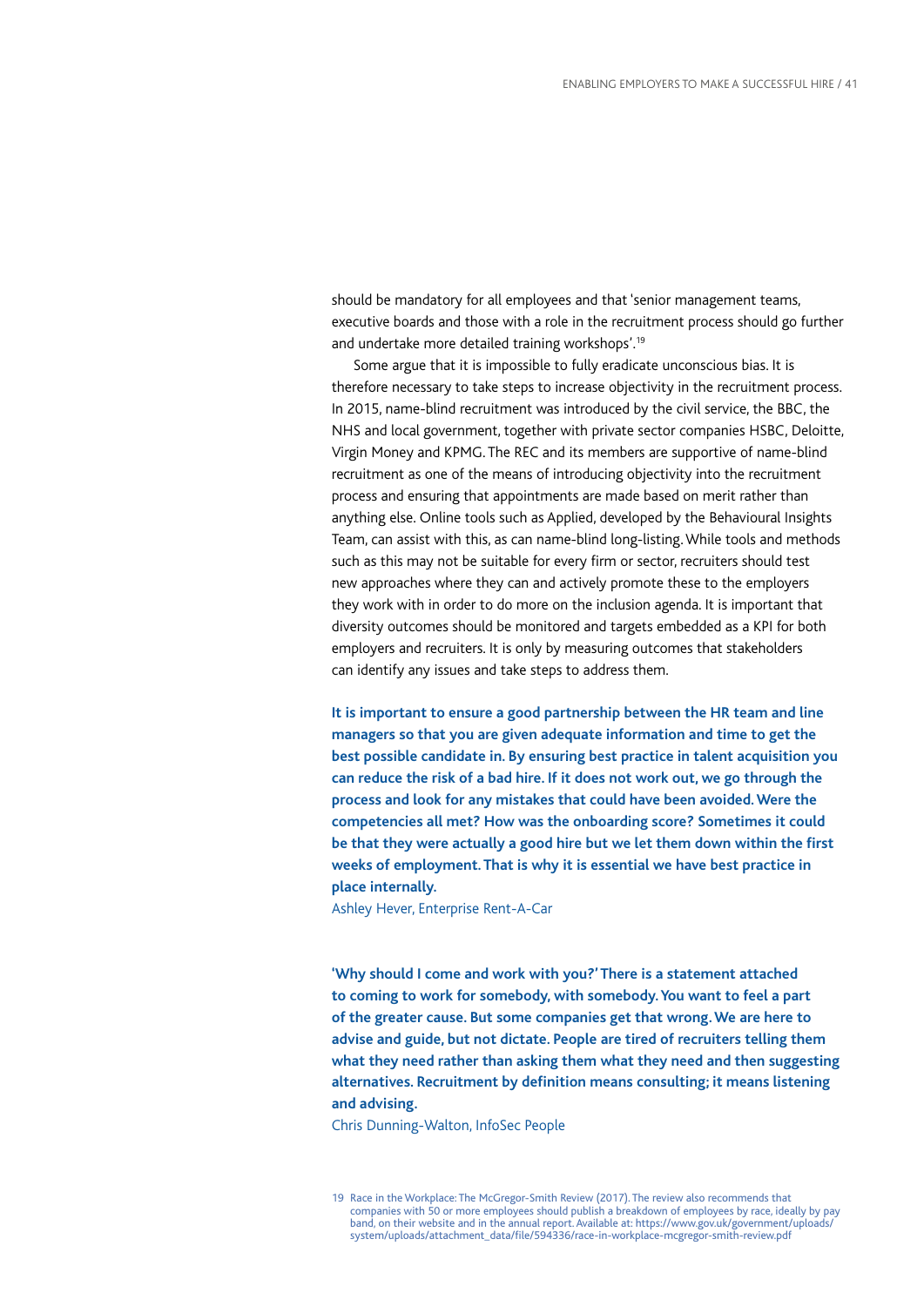should be mandatory for all employees and that 'senior management teams, executive boards and those with a role in the recruitment process should go further and undertake more detailed training workshops'.[19]

Some argue that it is impossible to fully eradicate unconscious bias. It is therefore necessary to take steps to increase objectivity in the recruitment process. In 2015, name-blind recruitment was introduced by the civil service, the BBC, the NHS and local government, together with private sector companies HSBC, Deloitte, Virgin Money and KPMG. The REC and its members are supportive of name-blind recruitment as one of the means of introducing objectivity into the recruitment process and ensuring that appointments are made based on merit rather than anything else. Online tools such as Applied, developed by the Behavioural Insights Team, can assist with this, as can name-blind long-listing. While tools and methods such as this may not be suitable for every firm or sector, recruiters should test new approaches where they can and actively promote these to the employers they work with in order to do more on the inclusion agenda. It is important that diversity outcomes should be monitored and targets embedded as a KPI for both employers and recruiters. It is only by measuring outcomes that stakeholders can identify any issues and take steps to address them.

**It is important to ensure a good partnership between the HR team and line managers so that you are given adequate information and time to get the best possible candidate in. By ensuring best practice in talent acquisition you can reduce the risk of a bad hire. If it does not work out, we go through the process and look for any mistakes that could have been avoided. Were the competencies all met? How was the onboarding score? Sometimes it could be that they were actually a good hire but we let them down within the first weeks of employment. That is why it is essential we have best practice in place internally.**

Ashley Hever, Enterprise Rent-A-Car

**'Why should I come and work with you?' There is a statement attached to coming to work for somebody, with somebody. You want to feel a part of the greater cause. But some companies get that wrong. We are here to advise and guide, but not dictate. People are tired of recruiters telling them what they need rather than asking them what they need and then suggesting alternatives. Recruitment by definition means consulting; it means listening and advising.**

Chris Dunning-Walton, InfoSec People

19 Race in the Workplace: The McGregor-Smith Review (2017). The review also recommends that companies with 50 or more employees should publish a breakdown of employees by race, ideally by pay band, on their website and in the annual report. Available at: https://www.gov.uk/government/uploads/system/uploads/attachment_data/file/594336/race-in-workplace-mcgregor-smith-review.pdf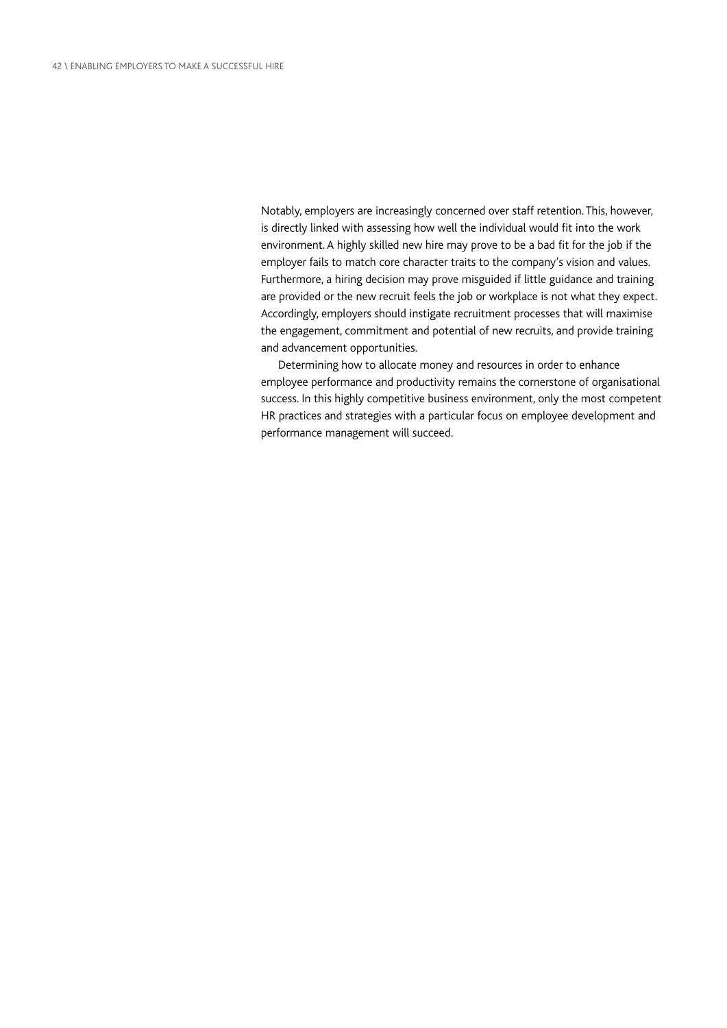Notably, employers are increasingly concerned over staff retention. This, however, is directly linked with assessing how well the individual would fit into the work environment. A highly skilled new hire may prove to be a bad fit for the job if the employer fails to match core character traits to the company's vision and values. Furthermore, a hiring decision may prove misguided if little guidance and training are provided or the new recruit feels the job or workplace is not what they expect. Accordingly, employers should instigate recruitment processes that will maximise the engagement, commitment and potential of new recruits, and provide training and advancement opportunities.

Determining how to allocate money and resources in order to enhance employee performance and productivity remains the cornerstone of organisational success. In this highly competitive business environment, only the most competent HR practices and strategies with a particular focus on employee development and performance management will succeed.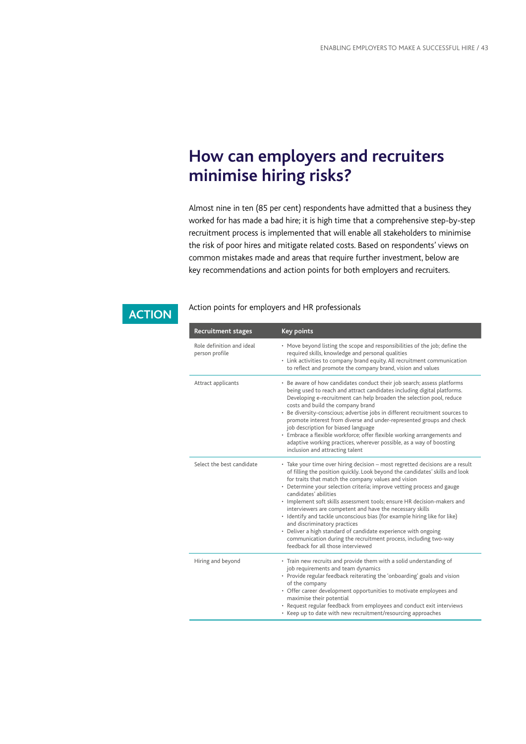# How can employers and recruiters minimise hiring risks?

Almost nine in ten (85 per cent) respondents have admitted that a business they worked for has made a bad hire; it is high time that a comprehensive step-by-step recruitment process is implemented that will enable all stakeholders to minimise the risk of poor hires and mitigate related costs. Based on respondents' views on common mistakes made and areas that require further investment, below are key recommendations and action points for both employers and recruiters.

**ACTION**

Action points for employers and HR professionals

| Recruitment stages | Key points |
|---|---|
| Role definition and ideal person profile | • Move beyond listing the scope and responsibilities of the job; define the required skills, knowledge and personal qualities<br>• Link activities to company brand equity. All recruitment communication to reflect and promote the company brand, vision and values |
| Attract applicants | • Be aware of how candidates conduct their job search; assess platforms being used to reach and attract candidates including digital platforms. Developing e-recruitment can help broaden the selection pool, reduce costs and build the company brand<br>• Be diversity-conscious; advertise jobs in different recruitment sources to promote interest from diverse and under-represented groups and check job description for biased language<br>• Embrace a flexible workforce; offer flexible working arrangements and adaptive working practices, wherever possible, as a way of boosting inclusion and attracting talent |
| Select the best candidate | • Take your time over hiring decision – most regretted decisions are a result of filling the position quickly. Look beyond the candidates' skills and look for traits that match the company values and vision<br>• Determine your selection criteria; improve vetting process and gauge candidates' abilities<br>• Implement soft skills assessment tools; ensure HR decision-makers and interviewers are competent and have the necessary skills<br>• Identify and tackle unconscious bias (for example hiring like for like) and discriminatory practices<br>• Deliver a high standard of candidate experience with ongoing communication during the recruitment process, including two-way feedback for all those interviewed |
| Hiring and beyond | • Train new recruits and provide them with a solid understanding of job requirements and team dynamics<br>• Provide regular feedback reiterating the 'onboarding' goals and vision of the company<br>• Offer career development opportunities to motivate employees and maximise their potential<br>• Request regular feedback from employees and conduct exit interviews<br>• Keep up to date with new recruitment/resourcing approaches |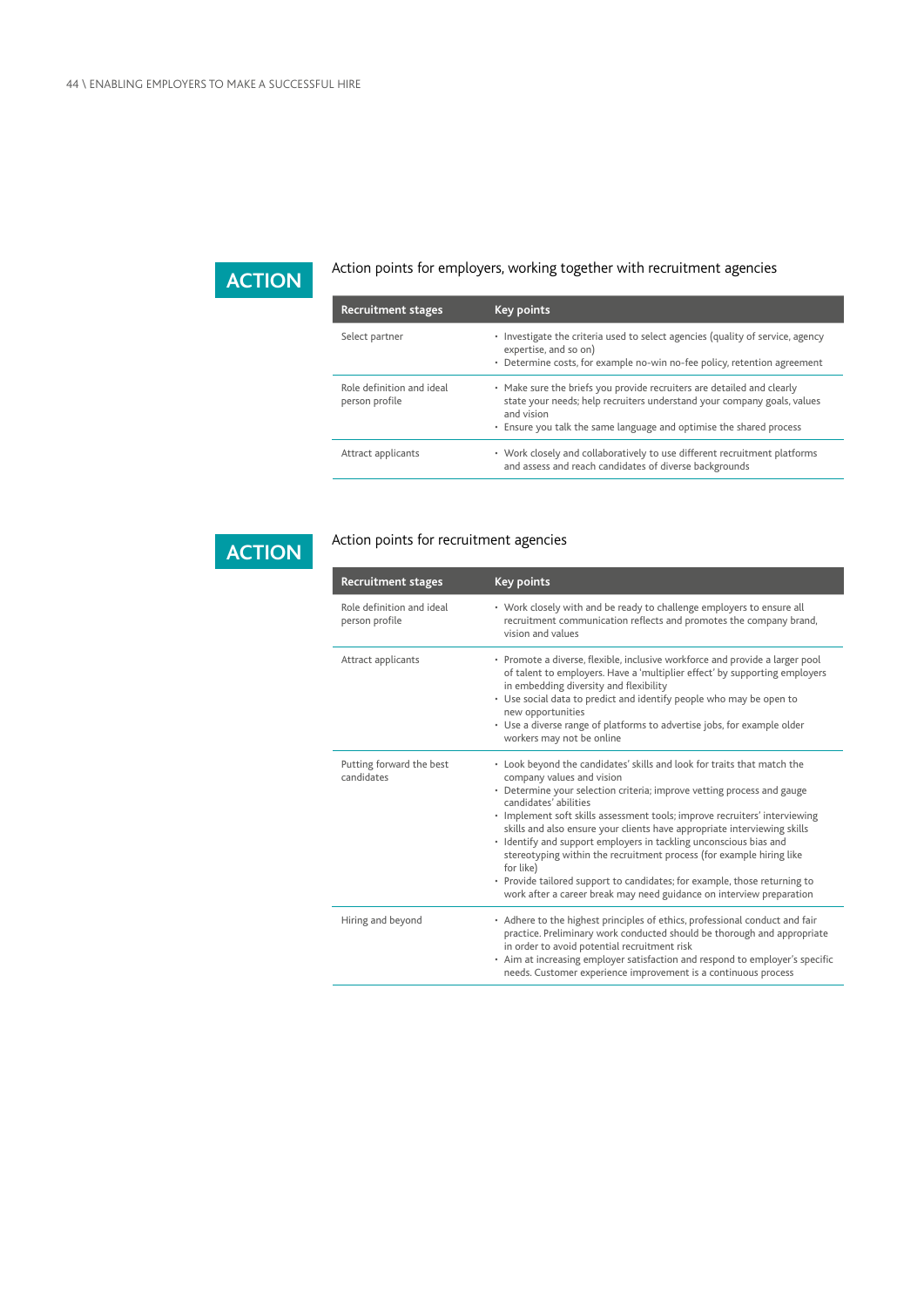**ACTION**

Action points for employers, working together with recruitment agencies

| Recruitment stages | Key points |
|---|---|
| Select partner | • Investigate the criteria used to select agencies (quality of service, agency expertise, and so on)<br>• Determine costs, for example no-win no-fee policy, retention agreement |
| Role definition and ideal person profile | • Make sure the briefs you provide recruiters are detailed and clearly state your needs; help recruiters understand your company goals, values and vision<br>• Ensure you talk the same language and optimise the shared process |
| Attract applicants | • Work closely and collaboratively to use different recruitment platforms and assess and reach candidates of diverse backgrounds |

**ACTION**

Action points for recruitment agencies

| Recruitment stages | Key points |
|---|---|
| Role definition and ideal person profile | • Work closely with and be ready to challenge employers to ensure all recruitment communication reflects and promotes the company brand, vision and values |
| Attract applicants | • Promote a diverse, flexible, inclusive workforce and provide a larger pool of talent to employers. Have a 'multiplier effect' by supporting employers in embedding diversity and flexibility<br>• Use social data to predict and identify people who may be open to new opportunities<br>• Use a diverse range of platforms to advertise jobs, for example older workers may not be online |
| Putting forward the best candidates | • Look beyond the candidates' skills and look for traits that match the company values and vision<br>• Determine your selection criteria; improve vetting process and gauge candidates' abilities<br>• Implement soft skills assessment tools; improve recruiters' interviewing skills and also ensure your clients have appropriate interviewing skills<br>• Identify and support employers in tackling unconscious bias and stereotyping within the recruitment process (for example hiring like for like)<br>• Provide tailored support to candidates; for example, those returning to work after a career break may need guidance on interview preparation |
| Hiring and beyond | • Adhere to the highest principles of ethics, professional conduct and fair practice. Preliminary work conducted should be thorough and appropriate in order to avoid potential recruitment risk<br>• Aim at increasing employer satisfaction and respond to employer's specific needs. Customer experience improvement is a continuous process |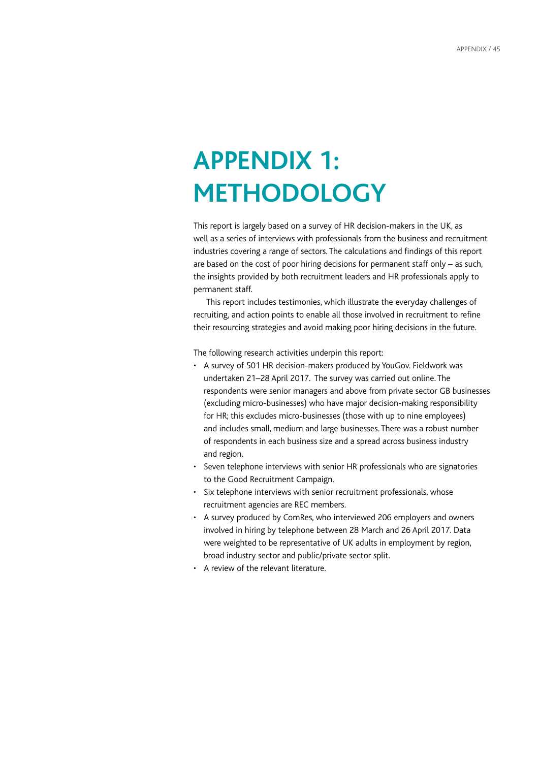# APPENDIX 1: METHODOLOGY

This report is largely based on a survey of HR decision-makers in the UK, as well as a series of interviews with professionals from the business and recruitment industries covering a range of sectors. The calculations and findings of this report are based on the cost of poor hiring decisions for permanent staff only – as such, the insights provided by both recruitment leaders and HR professionals apply to permanent staff.

This report includes testimonies, which illustrate the everyday challenges of recruiting, and action points to enable all those involved in recruitment to refine their resourcing strategies and avoid making poor hiring decisions in the future.

The following research activities underpin this report:

- A survey of 501 HR decision-makers produced by YouGov. Fieldwork was undertaken 21–28 April 2017. The survey was carried out online. The respondents were senior managers and above from private sector GB businesses (excluding micro-businesses) who have major decision-making responsibility for HR; this excludes micro-businesses (those with up to nine employees) and includes small, medium and large businesses. There was a robust number of respondents in each business size and a spread across business industry and region.
- Seven telephone interviews with senior HR professionals who are signatories to the Good Recruitment Campaign.
- Six telephone interviews with senior recruitment professionals, whose recruitment agencies are REC members.
- A survey produced by ComRes, who interviewed 206 employers and owners involved in hiring by telephone between 28 March and 26 April 2017. Data were weighted to be representative of UK adults in employment by region, broad industry sector and public/private sector split.
- A review of the relevant literature.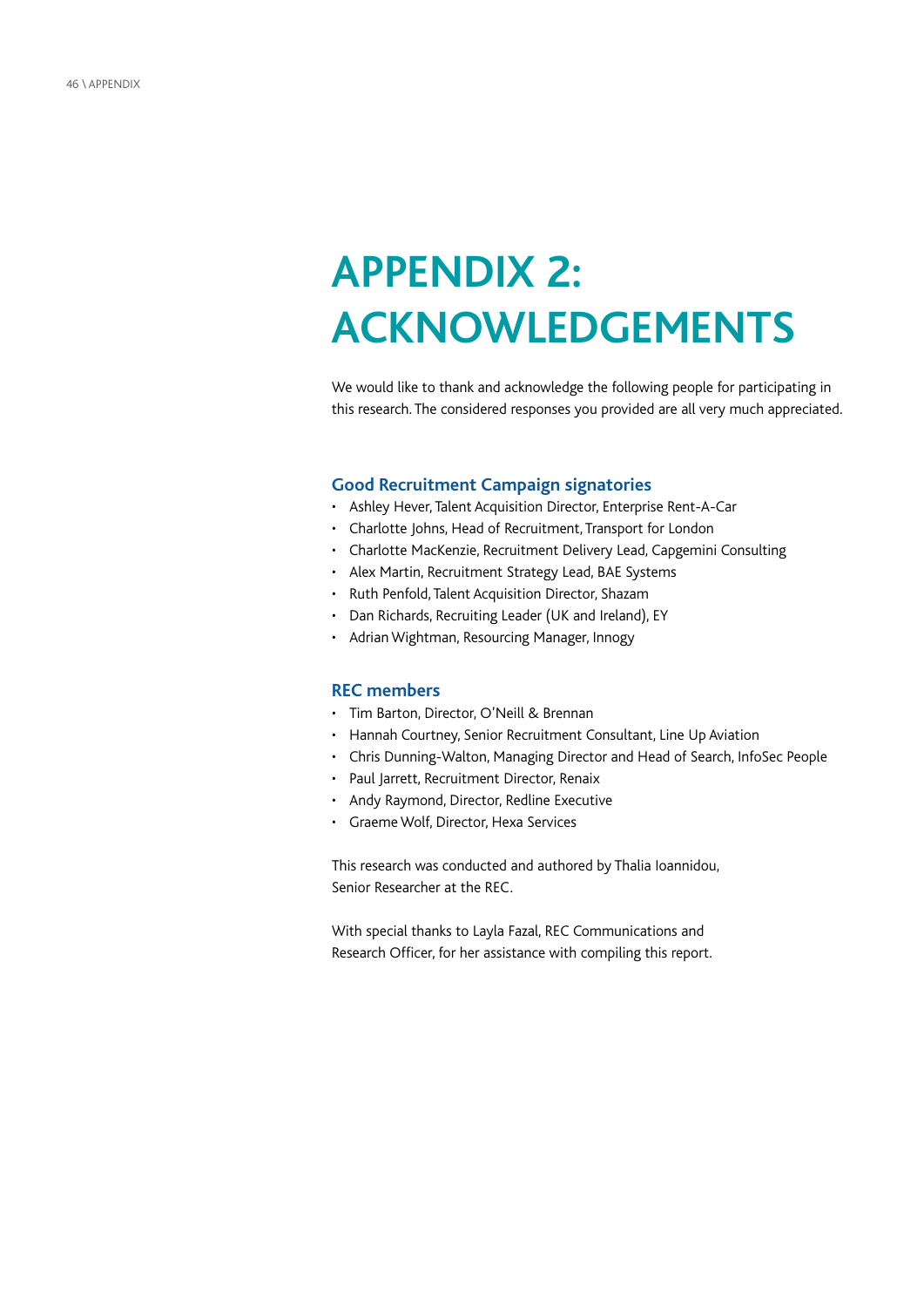# APPENDIX 2: ACKNOWLEDGEMENTS

We would like to thank and acknowledge the following people for participating in this research. The considered responses you provided are all very much appreciated.

### Good Recruitment Campaign signatories

- Ashley Hever, Talent Acquisition Director, Enterprise Rent-A-Car
- Charlotte Johns, Head of Recruitment, Transport for London
- Charlotte MacKenzie, Recruitment Delivery Lead, Capgemini Consulting
- Alex Martin, Recruitment Strategy Lead, BAE Systems
- Ruth Penfold, Talent Acquisition Director, Shazam
- Dan Richards, Recruiting Leader (UK and Ireland), EY
- Adrian Wightman, Resourcing Manager, Innogy

### REC members

- Tim Barton, Director, O'Neill & Brennan
- Hannah Courtney, Senior Recruitment Consultant, Line Up Aviation
- Chris Dunning-Walton, Managing Director and Head of Search, InfoSec People
- Paul Jarrett, Recruitment Director, Renaix
- Andy Raymond, Director, Redline Executive
- Graeme Wolf, Director, Hexa Services

This research was conducted and authored by Thalia Ioannidou, Senior Researcher at the REC.

With special thanks to Layla Fazal, REC Communications and Research Officer, for her assistance with compiling this report.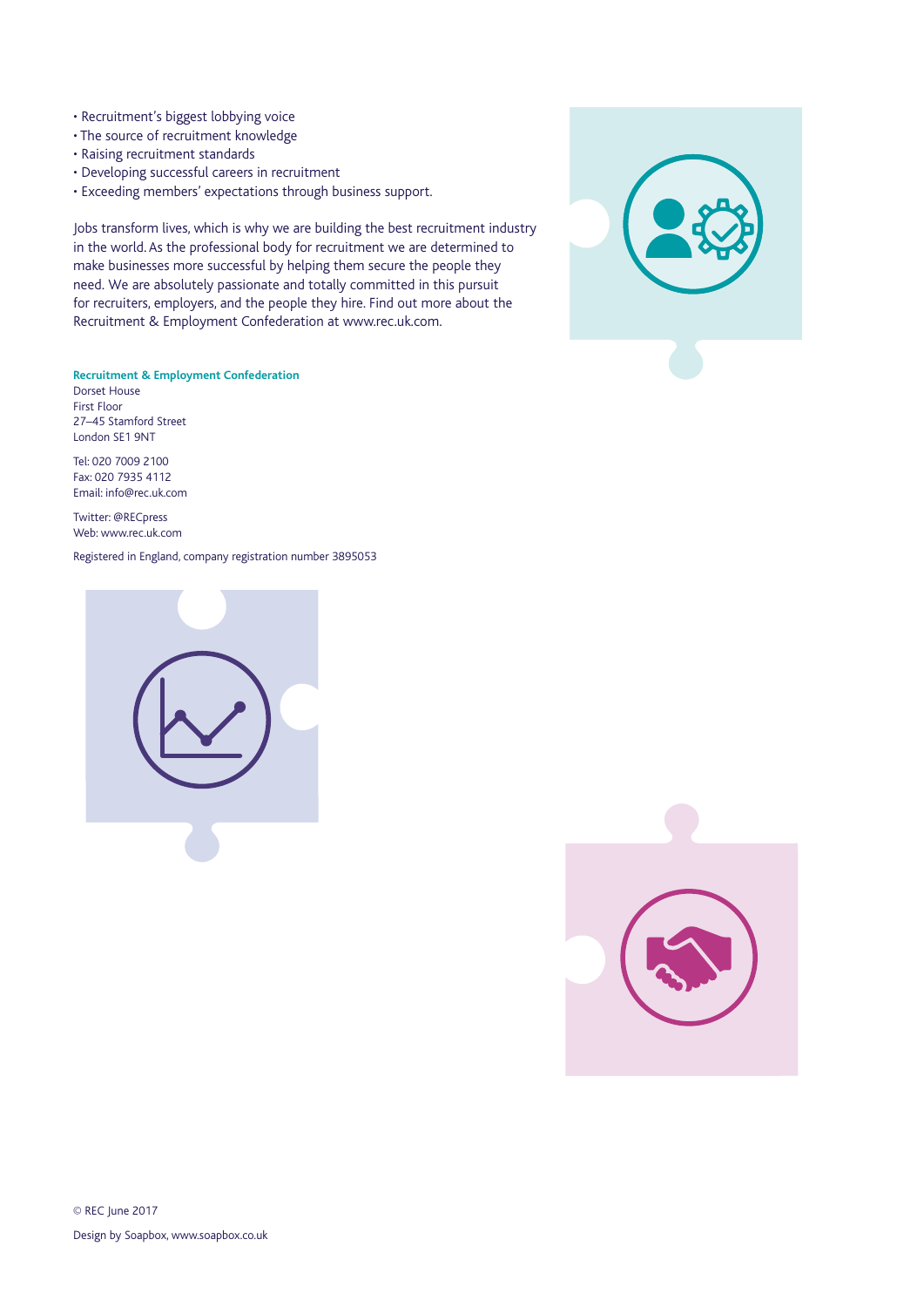- Recruitment's biggest lobbying voice
- The source of recruitment knowledge
- Raising recruitment standards
- Developing successful careers in recruitment
- Exceeding members' expectations through business support.

Jobs transform lives, which is why we are building the best recruitment industry in the world. As the professional body for recruitment we are determined to make businesses more successful by helping them secure the people they need. We are absolutely passionate and totally committed in this pursuit for recruiters, employers, and the people they hire. Find out more about the Recruitment & Employment Confederation at www.rec.uk.com.

**Recruitment & Employment Confederation**
Dorset House
First Floor
27–45 Stamford Street
London SE1 9NT

Tel: 020 7009 2100
Fax: 020 7935 4112
Email: info@rec.uk.com

Twitter: @RECpress
Web: www.rec.uk.com

Registered in England, company registration number 3895053

© REC June 2017

Design by Soapbox, www.soapbox.co.uk